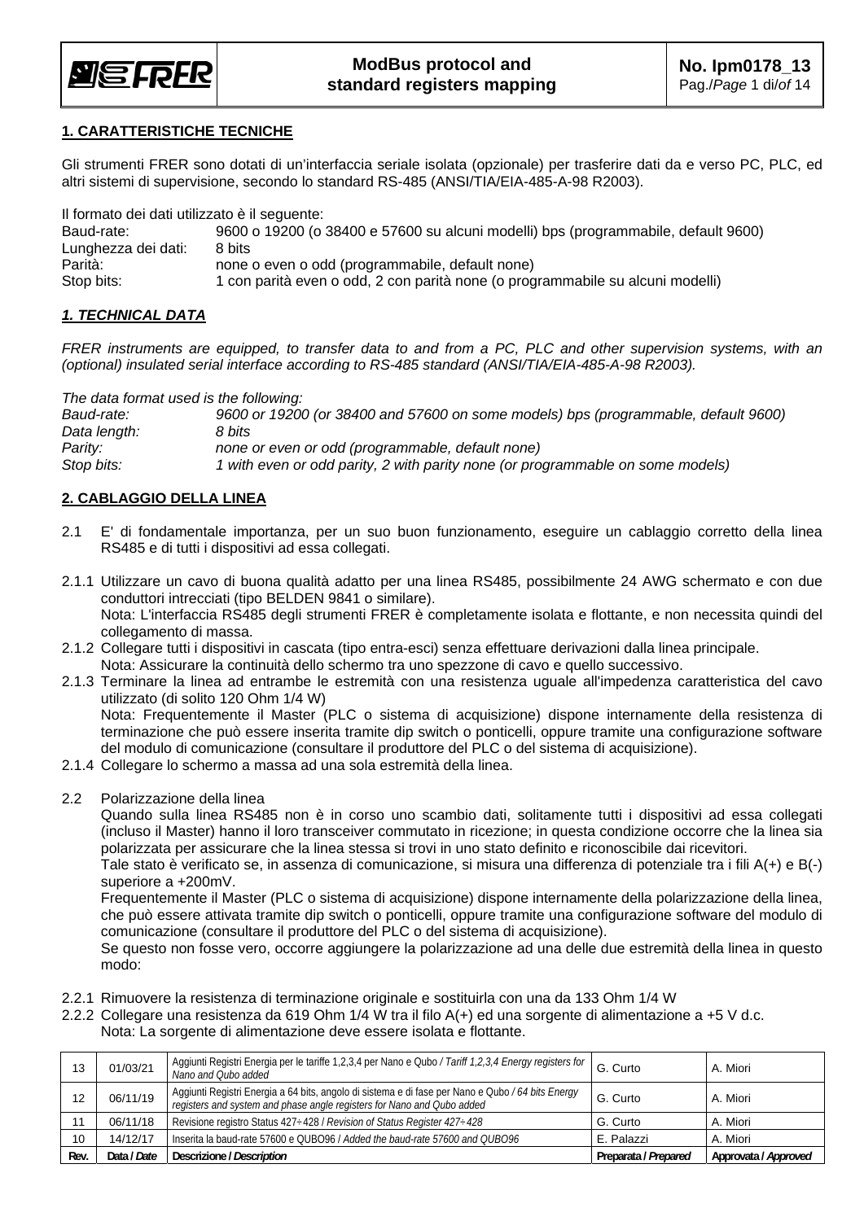## 1. CARATTERISTICHE TECNICHE

Gli strumenti FRER sono dotati di un'interfaccia seriale isolata (opzionale) per trasferire dati da e verso PC, PLC, ed altri sistemi di supervisione, secondo lo standard RS-485 (ANSI/TIA/EIA-485-A-98 R2003).

Il formato dei dati utilizzato è il seguente:

| | |
|---|---|
| Baud-rate: | 9600 o 19200 (o 38400 e 57600 su alcuni modelli) bps (programmabile, default 9600) |
| Lunghezza dei dati: | 8 bits |
| Parità: | none o even o odd (programmabile, default none) |
| Stop bits: | 1 con parità even o odd, 2 con parità none (o programmabile su alcuni modelli) |

## *1. TECHNICAL DATA*

*FRER instruments are equipped, to transfer data to and from a PC, PLC and other supervision systems, with an (optional) insulated serial interface according to RS-485 standard (ANSI/TIA/EIA-485-A-98 R2003).*

*The data format used is the following:*

| | |
|---|---|
| *Baud-rate:* | *9600 or 19200 (or 38400 and 57600 on some models) bps (programmable, default 9600)* |
| *Data length:* | *8 bits* |
| *Parity:* | *none or even or odd (programmable, default none)* |
| *Stop bits:* | *1 with even or odd parity, 2 with parity none (or programmable on some models)* |

## 2. CABLAGGIO DELLA LINEA

2.1 E' di fondamentale importanza, per un suo buon funzionamento, eseguire un cablaggio corretto della linea RS485 e di tutti i dispositivi ad essa collegati.

2.1.1 Utilizzare un cavo di buona qualità adatto per una linea RS485, possibilmente 24 AWG schermato e con due conduttori intrecciati (tipo BELDEN 9841 o similare).
Nota: L'interfaccia RS485 degli strumenti FRER è completamente isolata e flottante, e non necessita quindi del collegamento di massa.

2.1.2 Collegare tutti i dispositivi in cascata (tipo entra-esci) senza effettuare derivazioni dalla linea principale.
Nota: Assicurare la continuità dello schermo tra uno spezzone di cavo e quello successivo.

2.1.3 Terminare la linea ad entrambe le estremità con una resistenza uguale all'impedenza caratteristica del cavo utilizzato (di solito 120 Ohm 1/4 W)
Nota: Frequentemente il Master (PLC o sistema di acquisizione) dispone internamente della resistenza di terminazione che può essere inserita tramite dip switch o ponticelli, oppure tramite una configurazione software del modulo di comunicazione (consultare il produttore del PLC o del sistema di acquisizione).

2.1.4 Collegare lo schermo a massa ad una sola estremità della linea.

2.2 Polarizzazione della linea
Quando sulla linea RS485 non è in corso uno scambio dati, solitamente tutti i dispositivi ad essa collegati (incluso il Master) hanno il loro transceiver commutato in ricezione; in questa condizione occorre che la linea sia polarizzata per assicurare che la linea stessa si trovi in uno stato definito e riconoscibile dai ricevitori.
Tale stato è verificato se, in assenza di comunicazione, si misura una differenza di potenziale tra i fili A(+) e B(-) superiore a +200mV.
Frequentemente il Master (PLC o sistema di acquisizione) dispone internamente della polarizzazione della linea, che può essere attivata tramite dip switch o ponticelli, oppure tramite una configurazione software del modulo di comunicazione (consultare il produttore del PLC o del sistema di acquisizione).
Se questo non fosse vero, occorre aggiungere la polarizzazione ad una delle due estremità della linea in questo modo:

2.2.1 Rimuovere la resistenza di terminazione originale e sostituirla con una da 133 Ohm 1/4 W

2.2.2 Collegare una resistenza da 619 Ohm 1/4 W tra il filo A(+) ed una sorgente di alimentazione a +5 V d.c.
Nota: La sorgente di alimentazione deve essere isolata e flottante.

| Rev. | Data / *Date* | Descrizione / *Description* | Preparata / *Prepared* | Approvata / *Approved* |
|---|---|---|---|---|
| 13 | 01/03/21 | Aggiunti Registri Energia per le tariffe 1,2,3,4 per Nano e Qubo / *Tariff 1,2,3,4 Energy registers for Nano and Qubo added* | G. Curto | A. Miori |
| 12 | 06/11/19 | Aggiunti Registri Energia a 64 bits, angolo di sistema e di fase per Nano e Qubo / *64 bits Energy registers and system and phase angle registers for Nano and Qubo added* | G. Curto | A. Miori |
| 11 | 06/11/18 | Revisione registro Status 427÷428 / *Revision of Status Register 427÷428* | G. Curto | A. Miori |
| 10 | 14/12/17 | Inserita la baud-rate 57600 e QUBO96 / *Added the baud-rate 57600 and QUBO96* | E. Palazzi | A. Miori |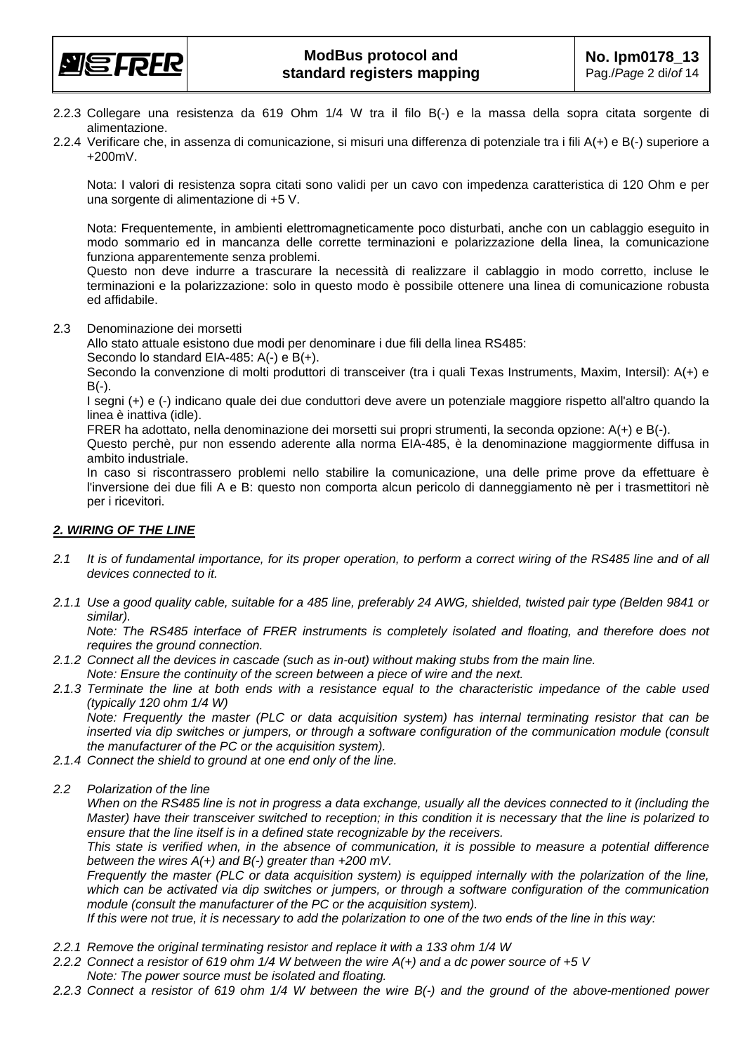2.2.3 Collegare una resistenza da 619 Ohm 1/4 W tra il filo B(-) e la massa della sopra citata sorgente di alimentazione.

2.2.4 Verificare che, in assenza di comunicazione, si misuri una differenza di potenziale tra i fili A(+) e B(-) superiore a +200mV.

Nota: I valori di resistenza sopra citati sono validi per un cavo con impedenza caratteristica di 120 Ohm e per una sorgente di alimentazione di +5 V.

Nota: Frequentemente, in ambienti elettromagneticamente poco disturbati, anche con un cablaggio eseguito in modo sommario ed in mancanza delle corrette terminazioni e polarizzazione della linea, la comunicazione funziona apparentemente senza problemi.
Questo non deve indurre a trascurare la necessità di realizzare il cablaggio in modo corretto, incluse le terminazioni e la polarizzazione: solo in questo modo è possibile ottenere una linea di comunicazione robusta ed affidabile.

2.3 Denominazione dei morsetti
Allo stato attuale esistono due modi per denominare i due fili della linea RS485:
Secondo lo standard EIA-485: A(-) e B(+).
Secondo la convenzione di molti produttori di transceiver (tra i quali Texas Instruments, Maxim, Intersil): A(+) e B(-).
I segni (+) e (-) indicano quale dei due conduttori deve avere un potenziale maggiore rispetto all'altro quando la linea è inattiva (idle).
FRER ha adottato, nella denominazione dei morsetti sui propri strumenti, la seconda opzione: A(+) e B(-).
Questo perchè, pur non essendo aderente alla norma EIA-485, è la denominazione maggiormente diffusa in ambito industriale.
In caso si riscontrassero problemi nello stabilire la comunicazione, una delle prime prove da effettuare è l'inversione dei due fili A e B: questo non comporta alcun pericolo di danneggiamento nè per i trasmettitori nè per i ricevitori.

## ***2. WIRING OF THE LINE***

*2.1 It is of fundamental importance, for its proper operation, to perform a correct wiring of the RS485 line and of all devices connected to it.*

*2.1.1 Use a good quality cable, suitable for a 485 line, preferably 24 AWG, shielded, twisted pair type (Belden 9841 or similar).*
*Note: The RS485 interface of FRER instruments is completely isolated and floating, and therefore does not requires the ground connection.*

*2.1.2 Connect all the devices in cascade (such as in-out) without making stubs from the main line.*
*Note: Ensure the continuity of the screen between a piece of wire and the next.*

*2.1.3 Terminate the line at both ends with a resistance equal to the characteristic impedance of the cable used (typically 120 ohm 1/4 W)*
*Note: Frequently the master (PLC or data acquisition system) has internal terminating resistor that can be inserted via dip switches or jumpers, or through a software configuration of the communication module (consult the manufacturer of the PC or the acquisition system).*

*2.1.4 Connect the shield to ground at one end only of the line.*

*2.2 Polarization of the line*
*When on the RS485 line is not in progress a data exchange, usually all the devices connected to it (including the Master) have their transceiver switched to reception; in this condition it is necessary that the line is polarized to ensure that the line itself is in a defined state recognizable by the receivers.*
*This state is verified when, in the absence of communication, it is possible to measure a potential difference between the wires A(+) and B(-) greater than +200 mV.*
*Frequently the master (PLC or data acquisition system) is equipped internally with the polarization of the line, which can be activated via dip switches or jumpers, or through a software configuration of the communication module (consult the manufacturer of the PC or the acquisition system).*
*If this were not true, it is necessary to add the polarization to one of the two ends of the line in this way:*

*2.2.1 Remove the original terminating resistor and replace it with a 133 ohm 1/4 W*

*2.2.2 Connect a resistor of 619 ohm 1/4 W between the wire A(+) and a dc power source of +5 V*
*Note: The power source must be isolated and floating.*

*2.2.3 Connect a resistor of 619 ohm 1/4 W between the wire B(-) and the ground of the above-mentioned power*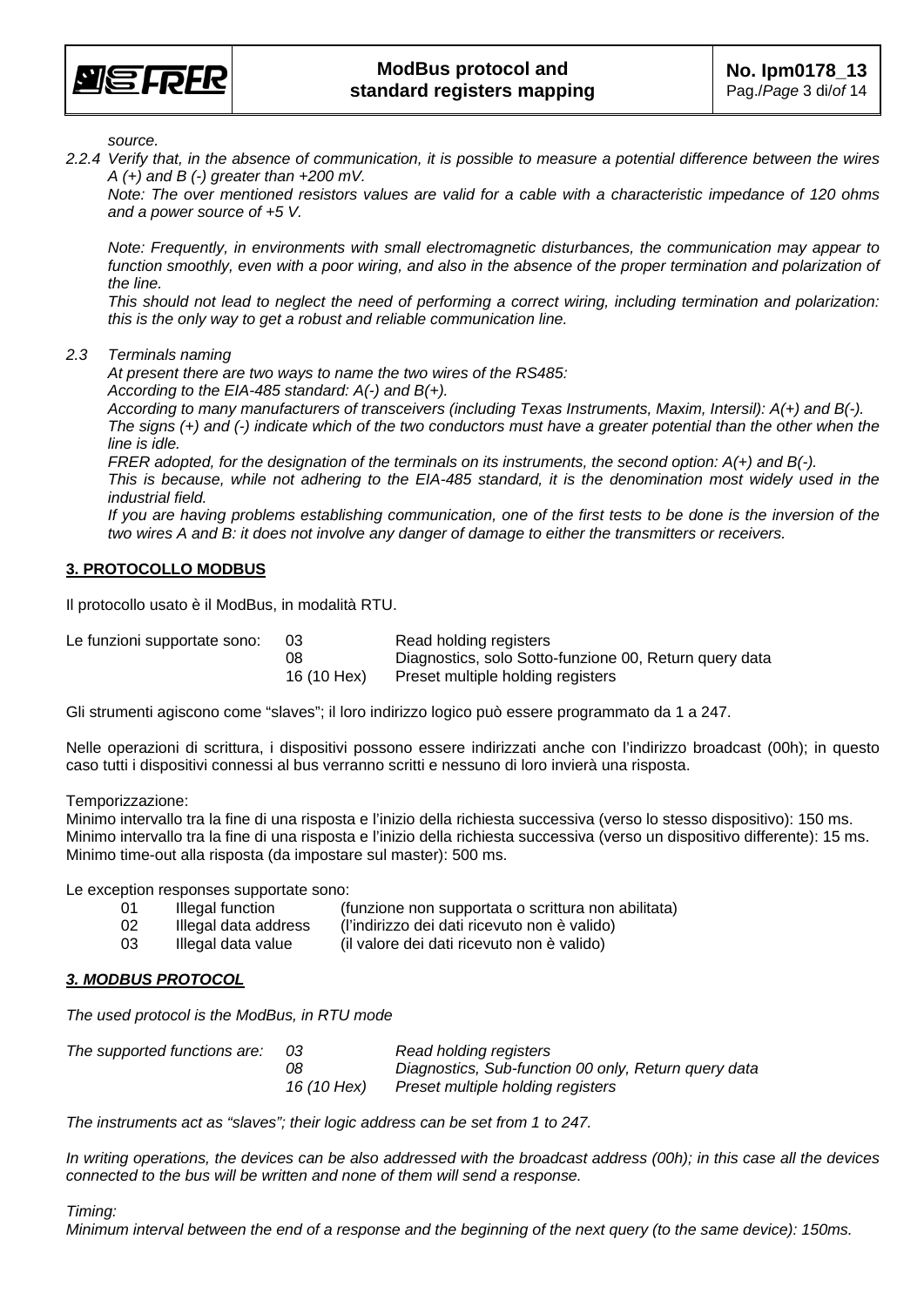*source.*

*2.2.4 Verify that, in the absence of communication, it is possible to measure a potential difference between the wires A (+) and B (-) greater than +200 mV.*

*Note: The over mentioned resistors values are valid for a cable with a characteristic impedance of 120 ohms and a power source of +5 V.*

*Note: Frequently, in environments with small electromagnetic disturbances, the communication may appear to function smoothly, even with a poor wiring, and also in the absence of the proper termination and polarization of the line.*

*This should not lead to neglect the need of performing a correct wiring, including termination and polarization: this is the only way to get a robust and reliable communication line.*

*2.3 Terminals naming*

*At present there are two ways to name the two wires of the RS485:*

*According to the EIA-485 standard: A(-) and B(+).*

*According to many manufacturers of transceivers (including Texas Instruments, Maxim, Intersil): A(+) and B(-).*

*The signs (+) and (-) indicate which of the two conductors must have a greater potential than the other when the line is idle.*

*FRER adopted, for the designation of the terminals on its instruments, the second option: A(+) and B(-).*

*This is because, while not adhering to the EIA-485 standard, it is the denomination most widely used in the industrial field.*

*If you are having problems establishing communication, one of the first tests to be done is the inversion of the two wires A and B: it does not involve any danger of damage to either the transmitters or receivers.*

## 3. PROTOCOLLO MODBUS

Il protocollo usato è il ModBus, in modalità RTU.

| Le funzioni supportate sono: | 03 | Read holding registers |
|---|---|---|
| | 08 | Diagnostics, solo Sotto-funzione 00, Return query data |
| | 16 (10 Hex) | Preset multiple holding registers |

Gli strumenti agiscono come "slaves"; il loro indirizzo logico può essere programmato da 1 a 247.

Nelle operazioni di scrittura, i dispositivi possono essere indirizzati anche con l'indirizzo broadcast (00h); in questo caso tutti i dispositivi connessi al bus verranno scritti e nessuno di loro invierà una risposta.

Temporizzazione:
Minimo intervallo tra la fine di una risposta e l'inizio della richiesta successiva (verso lo stesso dispositivo): 150 ms.
Minimo intervallo tra la fine di una risposta e l'inizio della richiesta successiva (verso un dispositivo differente): 15 ms.
Minimo time-out alla risposta (da impostare sul master): 500 ms.

Le exception responses supportate sono:

| 01 | Illegal function | (funzione non supportata o scrittura non abilitata) |
|---|---|---|
| 02 | Illegal data address | (l'indirizzo dei dati ricevuto non è valido) |
| 03 | Illegal data value | (il valore dei dati ricevuto non è valido) |

## *3. MODBUS PROTOCOL*

*The used protocol is the ModBus, in RTU mode*

| *The supported functions are:* | *03* | *Read holding registers* |
|---|---|---|
| | *08* | *Diagnostics, Sub-function 00 only, Return query data* |
| | *16 (10 Hex)* | *Preset multiple holding registers* |

*The instruments act as "slaves"; their logic address can be set from 1 to 247.*

*In writing operations, the devices can be also addressed with the broadcast address (00h); in this case all the devices connected to the bus will be written and none of them will send a response.*

*Timing:*
*Minimum interval between the end of a response and the beginning of the next query (to the same device): 150ms.*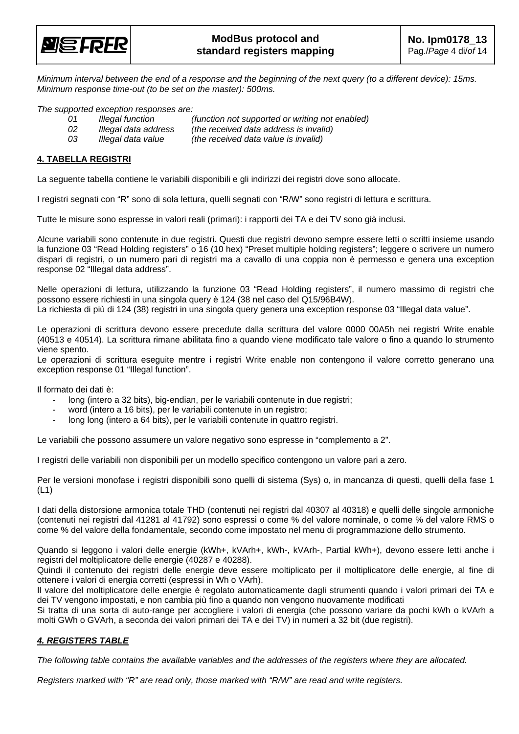*Minimum interval between the end of a response and the beginning of the next query (to a different device): 15ms.*
*Minimum response time-out (to be set on the master): 500ms.*

*The supported exception responses are:*

| | | |
|---|---|---|
| *01* | *Illegal function* | *(function not supported or writing not enabled)* |
| *02* | *Illegal data address* | *(the received data address is invalid)* |
| *03* | *Illegal data value* | *(the received data value is invalid)* |

## 4. TABELLA REGISTRI

La seguente tabella contiene le variabili disponibili e gli indirizzi dei registri dove sono allocate.

I registri segnati con "R" sono di sola lettura, quelli segnati con "R/W" sono registri di lettura e scrittura.

Tutte le misure sono espresse in valori reali (primari): i rapporti dei TA e dei TV sono già inclusi.

Alcune variabili sono contenute in due registri. Questi due registri devono sempre essere letti o scritti insieme usando la funzione 03 "Read Holding registers" o 16 (10 hex) "Preset multiple holding registers"; leggere o scrivere un numero dispari di registri, o un numero pari di registri ma a cavallo di una coppia non è permesso e genera una exception response 02 "Illegal data address".

Nelle operazioni di lettura, utilizzando la funzione 03 "Read Holding registers", il numero massimo di registri che possono essere richiesti in una singola query è 124 (38 nel caso del Q15/96B4W).
La richiesta di più di 124 (38) registri in una singola query genera una exception response 03 "Illegal data value".

Le operazioni di scrittura devono essere precedute dalla scrittura del valore 0000 00A5h nei registri Write enable (40513 e 40514). La scrittura rimane abilitata fino a quando viene modificato tale valore o fino a quando lo strumento viene spento.
Le operazioni di scrittura eseguite mentre i registri Write enable non contengono il valore corretto generano una exception response 01 "Illegal function".

Il formato dei dati è:

- long (intero a 32 bits), big-endian, per le variabili contenute in due registri;
- word (intero a 16 bits), per le variabili contenute in un registro;
- long long (intero a 64 bits), per le variabili contenute in quattro registri.

Le variabili che possono assumere un valore negativo sono espresse in "complemento a 2".

I registri delle variabili non disponibili per un modello specifico contengono un valore pari a zero.

Per le versioni monofase i registri disponibili sono quelli di sistema (Sys) o, in mancanza di questi, quelli della fase 1 (L1)

I dati della distorsione armonica totale THD (contenuti nei registri dal 40307 al 40318) e quelli delle singole armoniche (contenuti nei registri dal 41281 al 41792) sono espressi o come % del valore nominale, o come % del valore RMS o come % del valore della fondamentale, secondo come impostato nel menu di programmazione dello strumento.

Quando si leggono i valori delle energie (kWh+, kVArh+, kWh-, kVArh-, Partial kWh+), devono essere letti anche i registri del moltiplicatore delle energie (40287 e 40288).
Quindi il contenuto dei registri delle energie deve essere moltiplicato per il moltiplicatore delle energie, al fine di ottenere i valori di energia corretti (espressi in Wh o VArh).
Il valore del moltiplicatore delle energie è regolato automaticamente dagli strumenti quando i valori primari dei TA e dei TV vengono impostati, e non cambia più fino a quando non vengono nuovamente modificati
Si tratta di una sorta di auto-range per accogliere i valori di energia (che possono variare da pochi kWh o kVArh a molti GWh o GVArh, a seconda dei valori primari dei TA e dei TV) in numeri a 32 bit (due registri).

## *4. REGISTERS TABLE*

*The following table contains the available variables and the addresses of the registers where they are allocated.*

*Registers marked with "R" are read only, those marked with "R/W" are read and write registers.*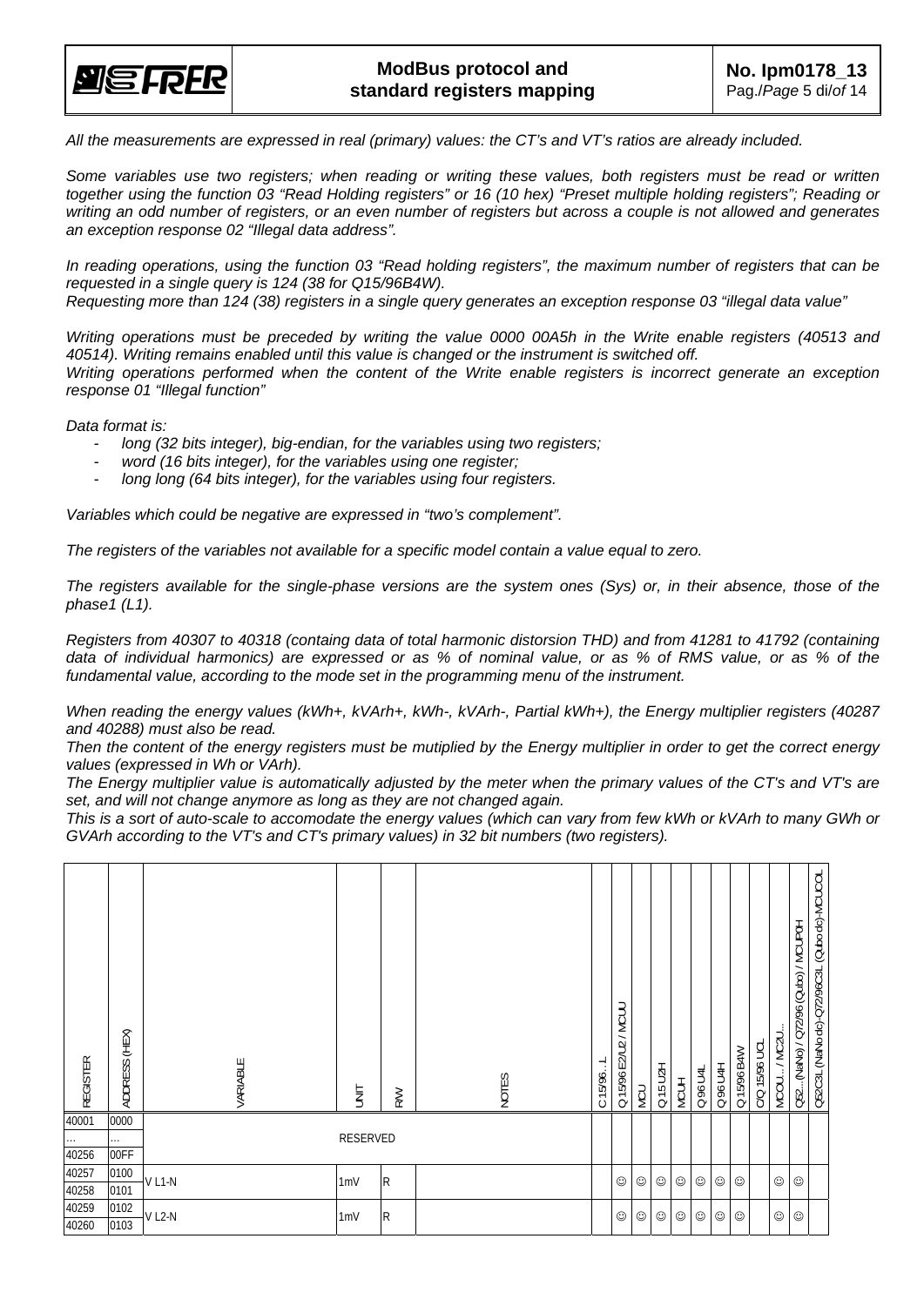*All the measurements are expressed in real (primary) values: the CT's and VT's ratios are already included.*

*Some variables use two registers; when reading or writing these values, both registers must be read or written together using the function 03 "Read Holding registers" or 16 (10 hex) "Preset multiple holding registers"; Reading or writing an odd number of registers, or an even number of registers but across a couple is not allowed and generates an exception response 02 "Illegal data address".*

*In reading operations, using the function 03 "Read holding registers", the maximum number of registers that can be requested in a single query is 124 (38 for Q15/96B4W).*
*Requesting more than 124 (38) registers in a single query generates an exception response 03 "illegal data value"*

*Writing operations must be preceded by writing the value 0000 00A5h in the Write enable registers (40513 and 40514). Writing remains enabled until this value is changed or the instrument is switched off.*
*Writing operations performed when the content of the Write enable registers is incorrect generate an exception response 01 "Illegal function"*

*Data format is:*

- *long (32 bits integer), big-endian, for the variables using two registers;*
- *word (16 bits integer), for the variables using one register;*
- *long long (64 bits integer), for the variables using four registers.*

*Variables which could be negative are expressed in "two's complement".*

*The registers of the variables not available for a specific model contain a value equal to zero.*

*The registers available for the single-phase versions are the system ones (Sys) or, in their absence, those of the phase1 (L1).*

*Registers from 40307 to 40318 (containg data of total harmonic distorsion THD) and from 41281 to 41792 (containing data of individual harmonics) are expressed or as % of nominal value, or as % of RMS value, or as % of the fundamental value, according to the mode set in the programming menu of the instrument.*

*When reading the energy values (kWh+, kVArh+, kWh-, kVArh-, Partial kWh+), the Energy multiplier registers (40287 and 40288) must also be read.*
*Then the content of the energy registers must be mutiplied by the Energy multiplier in order to get the correct energy values (expressed in Wh or VArh).*
*The Energy multiplier value is automatically adjusted by the meter when the primary values of the CT's and VT's are set, and will not change anymore as long as they are not changed again.*
*This is a sort of auto-scale to accomodate the energy values (which can vary from few kWh or kVArh to many GWh or GVArh according to the VT's and CT's primary values) in 32 bit numbers (two registers).*

| REGISTER | ADDRESS (HEX) | VARIABLE | UNIT | R/W | NOTES | C 15/96...L | Q 15/96 E2/U2 / MCUU | MCU | Q 15 U2H | MCUH | Q 96 U4L | Q 96 U4H | Q 15/96 B4W | C/Q 15/96 UCL | MCCU... / MC2U... | Q52... (NaNo) / Q72/96 (Qubo) / MCUP0H | Q52C3L (NaNo dc)-Q72/96C3L (Qubo dc)-MCUC0L |
|---|---|---|---|---|---|---|---|---|---|---|---|---|---|---|---|---|---|
| 40001 | 0000 | RESERVED | | | | | | | | | | | | | | | |
| ... | ... | | | | | | | | | | | | | | | | |
| 40256 | 00FF | | | | | | | | | | | | | | | | |
| 40257 | 0100 | V L1-N | 1mV | R | | | ☺ | ☺ | ☺ | ☺ | ☺ | ☺ | ☺ | | ☺ | ☺ | |
| 40258 | 0101 | | | | | | | | | | | | | | | | |
| 40259 | 0102 | V L2-N | 1mV | R | | | ☺ | ☺ | ☺ | ☺ | ☺ | ☺ | ☺ | | ☺ | ☺ | |
| 40260 | 0103 | | | | | | | | | | | | | | | | |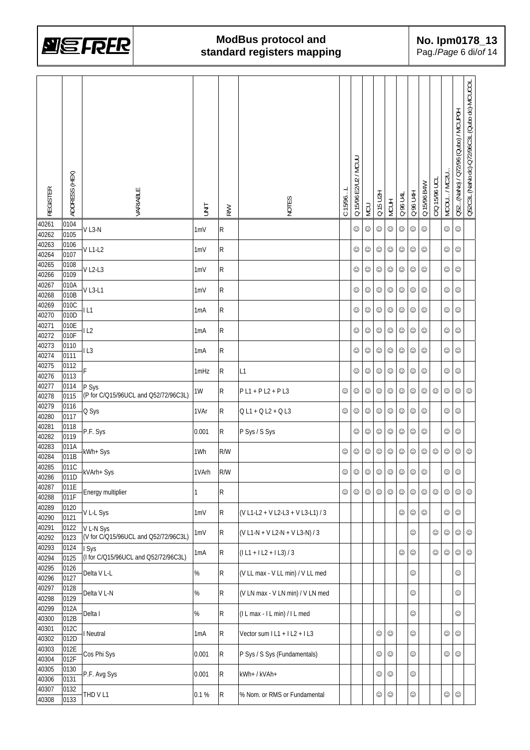| REGISTER | ADDRESS (HEX) | VARIABLE | UNIT | R/W | NOTES | C 15/96…L | Q 15/96 E2/U2 / MCUU | MCU | Q 15 U2H | MCUH | Q 96 U4L | Q 96 U4H | Q 15/96 B4W | C/Q 15/96 UCL | MCOU… / MC2U… | Q52…(NaNo) / Q72/96 (Qubo) / MCUP0H | Q52C3L (NaNo dc)-Q72/96C3L (Qubo dc)-MCUC0L |
|---|---|---|---|---|---|---|---|---|---|---|---|---|---|---|---|---|---|
| 40261<br>40262 | 0104<br>0105 | V L3-N | 1mV | R | | | ☺ | ☺ | ☺ | ☺ | ☺ | ☺ | ☺ | | ☺ | ☺ | |
| 40263<br>40264 | 0106<br>0107 | V L1-L2 | 1mV | R | | | ☺ | ☺ | ☺ | ☺ | ☺ | ☺ | ☺ | | ☺ | ☺ | |
| 40265<br>40266 | 0108<br>0109 | V L2-L3 | 1mV | R | | | ☺ | ☺ | ☺ | ☺ | ☺ | ☺ | ☺ | | ☺ | ☺ | |
| 40267<br>40268 | 010A<br>010B | V L3-L1 | 1mV | R | | | ☺ | ☺ | ☺ | ☺ | ☺ | ☺ | ☺ | | ☺ | ☺ | |
| 40269<br>40270 | 010C<br>010D | I L1 | 1mA | R | | | ☺ | ☺ | ☺ | ☺ | ☺ | ☺ | ☺ | | ☺ | ☺ | |
| 40271<br>40272 | 010E<br>010F | I L2 | 1mA | R | | | ☺ | ☺ | ☺ | ☺ | ☺ | ☺ | ☺ | | ☺ | ☺ | |
| 40273<br>40274 | 0110<br>0111 | I L3 | 1mA | R | | | ☺ | ☺ | ☺ | ☺ | ☺ | ☺ | ☺ | | ☺ | ☺ | |
| 40275<br>40276 | 0112<br>0113 | F | 1mHz | R | L1 | | ☺ | ☺ | ☺ | ☺ | ☺ | ☺ | ☺ | | ☺ | ☺ | |
| 40277<br>40278 | 0114<br>0115 | P Sys<br>(P for C/Q15/96UCL and Q52/72/96C3L) | 1W | R | P L1 + P L2 + P L3 | ☺ | ☺ | ☺ | ☺ | ☺ | ☺ | ☺ | ☺ | ☺ | ☺ | ☺ | ☺ |
| 40279<br>40280 | 0116<br>0117 | Q Sys | 1VAr | R | Q L1 + Q L2 + Q L3 | ☺ | ☺ | ☺ | ☺ | ☺ | ☺ | ☺ | ☺ | | ☺ | ☺ | |
| 40281<br>40282 | 0118<br>0119 | P.F. Sys | 0.001 | R | P Sys / S Sys | | ☺ | ☺ | ☺ | ☺ | ☺ | ☺ | ☺ | | ☺ | ☺ | |
| 40283<br>40284 | 011A<br>011B | kWh+ Sys | 1Wh | R/W | | ☺ | ☺ | ☺ | ☺ | ☺ | ☺ | ☺ | ☺ | ☺ | ☺ | ☺ | ☺ |
| 40285<br>40286 | 011C<br>011D | kVArh+ Sys | 1VArh | R/W | | ☺ | ☺ | ☺ | ☺ | ☺ | ☺ | ☺ | ☺ | | ☺ | ☺ | |
| 40287<br>40288 | 011E<br>011F | Energy multiplier | 1 | R | | ☺ | ☺ | ☺ | ☺ | ☺ | ☺ | ☺ | ☺ | ☺ | ☺ | ☺ | ☺ |
| 40289<br>40290 | 0120<br>0121 | V L-L Sys | 1mV | R | (V L1-L2 + V L2-L3 + V L3-L1) / 3 | | | | | | ☺ | ☺ | ☺ | | ☺ | ☺ | |
| 40291<br>40292 | 0122<br>0123 | V L-N Sys<br>(V for C/Q15/96UCL and Q52/72/96C3L) | 1mV | R | (V L1-N + V L2-N + V L3-N) / 3 | | | | | | | ☺ | | ☺ | ☺ | ☺ | ☺ |
| 40293<br>40294 | 0124<br>0125 | I Sys<br>(I for C/Q15/96UCL and Q52/72/96C3L) | 1mA | R | (I L1 + I L2 + I L3) / 3 | | | | | | ☺ | ☺ | | ☺ | ☺ | ☺ | ☺ |
| 40295<br>40296 | 0126<br>0127 | Delta V L-L | % | R | (V LL max - V LL min) / V LL med | | | | | | | ☺ | | | | ☺ | |
| 40297<br>40298 | 0128<br>0129 | Delta V L-N | % | R | (V LN max - V LN min) / V LN med | | | | | | | ☺ | | | | ☺ | |
| 40299<br>40300 | 012A<br>012B | Delta I | % | R | (I L max - I L min) / I L med | | | | | | | ☺ | | | | ☺ | |
| 40301<br>40302 | 012C<br>012D | I Neutral | 1mA | R | Vector sum I L1 + I L2 + I L3 | | | | ☺ | ☺ | | ☺ | | | ☺ | ☺ | |
| 40303<br>40304 | 012E<br>012F | Cos Phi Sys | 0.001 | R | P Sys / S Sys (Fundamentals) | | | | ☺ | ☺ | | ☺ | | | ☺ | ☺ | |
| 40305<br>40306 | 0130<br>0131 | P.F. Avg Sys | 0.001 | R | kWh+ / kVAh+ | | | | ☺ | ☺ | | ☺ | | | | | |
| 40307<br>40308 | 0132<br>0133 | THD V L1 | 0.1 % | R | % Nom. or RMS or Fundamental | | | | ☺ | ☺ | | ☺ | | | ☺ | ☺ | |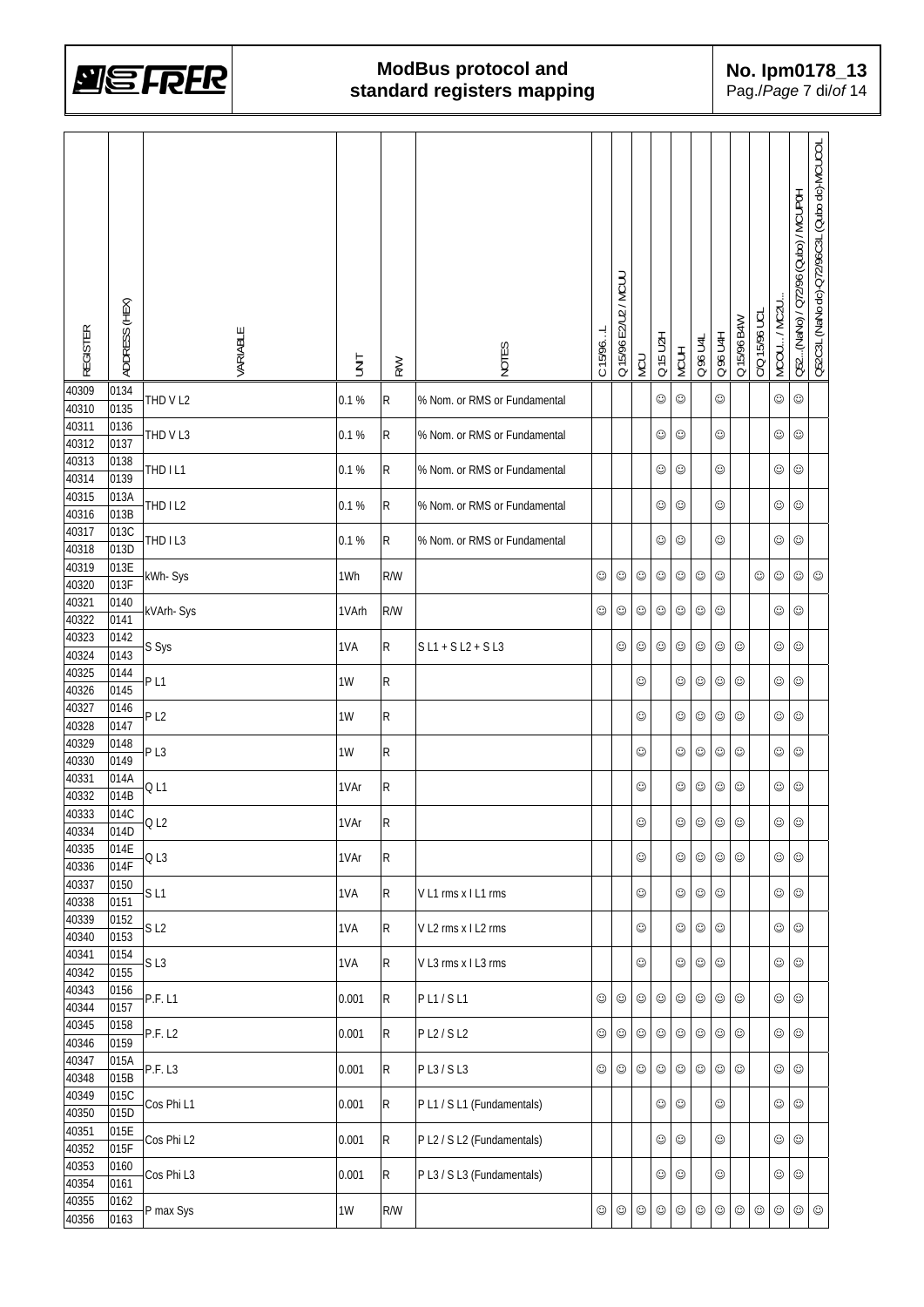| REGISTER | ADDRESS (HEX) | VARIABLE | UNIT | R/W | NOTES | C15/96...L | Q15/96E2/U2 / MCUU | MCU | Q15U2H | MCUH | Q96U4L | Q96U4H | Q15/96BAW | C/Q15/96UCL | MCOU... / MC2U... | Q52...(NaNo) / Q72/96 (Qubo) / MCUP0H | Q52C3L (NaNo dc)-Q72/96C3L (Qubo dc)-MCUC0L |
|---|---|---|---|---|---|---|---|---|---|---|---|---|---|---|---|---|---|
| 40309<br>40310 | 0134<br>0135 | THD V L2 | 0.1 % | R | % Nom. or RMS or Fundamental | | | | ☺ | ☺ | | ☺ | | | ☺ | ☺ | |
| 40311<br>40312 | 0136<br>0137 | THD V L3 | 0.1 % | R | % Nom. or RMS or Fundamental | | | | ☺ | ☺ | | ☺ | | | ☺ | ☺ | |
| 40313<br>40314 | 0138<br>0139 | THD I L1 | 0.1 % | R | % Nom. or RMS or Fundamental | | | | ☺ | ☺ | | ☺ | | | ☺ | ☺ | |
| 40315<br>40316 | 013A<br>013B | THD I L2 | 0.1 % | R | % Nom. or RMS or Fundamental | | | | ☺ | ☺ | | ☺ | | | ☺ | ☺ | |
| 40317<br>40318 | 013C<br>013D | THD I L3 | 0.1 % | R | % Nom. or RMS or Fundamental | | | | ☺ | ☺ | | ☺ | | | ☺ | ☺ | |
| 40319<br>40320 | 013E<br>013F | kWh- Sys | 1Wh | R/W | | ☺ | ☺ | ☺ | ☺ | ☺ | ☺ | ☺ | | ☺ | ☺ | ☺ | ☺ |
| 40321<br>40322 | 0140<br>0141 | kVArh- Sys | 1VArh | R/W | | ☺ | ☺ | ☺ | ☺ | ☺ | ☺ | ☺ | | | ☺ | ☺ | |
| 40323<br>40324 | 0142<br>0143 | S Sys | 1VA | R | S L1 + S L2 + S L3 | | ☺ | ☺ | ☺ | ☺ | ☺ | ☺ | ☺ | | ☺ | ☺ | |
| 40325<br>40326 | 0144<br>0145 | P L1 | 1W | R | | | | ☺ | | ☺ | ☺ | ☺ | ☺ | | ☺ | ☺ | |
| 40327<br>40328 | 0146<br>0147 | P L2 | 1W | R | | | | ☺ | | ☺ | ☺ | ☺ | ☺ | | ☺ | ☺ | |
| 40329<br>40330 | 0148<br>0149 | P L3 | 1W | R | | | | ☺ | | ☺ | ☺ | ☺ | ☺ | | ☺ | ☺ | |
| 40331<br>40332 | 014A<br>014B | Q L1 | 1VAr | R | | | | ☺ | | ☺ | ☺ | ☺ | ☺ | | ☺ | ☺ | |
| 40333<br>40334 | 014C<br>014D | Q L2 | 1VAr | R | | | | ☺ | | ☺ | ☺ | ☺ | ☺ | | ☺ | ☺ | |
| 40335<br>40336 | 014E<br>014F | Q L3 | 1VAr | R | | | | ☺ | | ☺ | ☺ | ☺ | ☺ | | ☺ | ☺ | |
| 40337<br>40338 | 0150<br>0151 | S L1 | 1VA | R | V L1 rms x I L1 rms | | | ☺ | | ☺ | ☺ | ☺ | | | ☺ | ☺ | |
| 40339<br>40340 | 0152<br>0153 | S L2 | 1VA | R | V L2 rms x I L2 rms | | | ☺ | | ☺ | ☺ | ☺ | | | ☺ | ☺ | |
| 40341<br>40342 | 0154<br>0155 | S L3 | 1VA | R | V L3 rms x I L3 rms | | | ☺ | | ☺ | ☺ | ☺ | | | ☺ | ☺ | |
| 40343<br>40344 | 0156<br>0157 | P.F. L1 | 0.001 | R | P L1 / S L1 | ☺ | ☺ | ☺ | ☺ | ☺ | ☺ | ☺ | ☺ | | ☺ | ☺ | |
| 40345<br>40346 | 0158<br>0159 | P.F. L2 | 0.001 | R | P L2 / S L2 | ☺ | ☺ | ☺ | ☺ | ☺ | ☺ | ☺ | ☺ | | ☺ | ☺ | |
| 40347<br>40348 | 015A<br>015B | P.F. L3 | 0.001 | R | P L3 / S L3 | ☺ | ☺ | ☺ | ☺ | ☺ | ☺ | ☺ | ☺ | | ☺ | ☺ | |
| 40349<br>40350 | 015C<br>015D | Cos Phi L1 | 0.001 | R | P L1 / S L1 (Fundamentals) | | | | ☺ | ☺ | | ☺ | | | ☺ | ☺ | |
| 40351<br>40352 | 015E<br>015F | Cos Phi L2 | 0.001 | R | P L2 / S L2 (Fundamentals) | | | | ☺ | ☺ | | ☺ | | | ☺ | ☺ | |
| 40353<br>40354 | 0160<br>0161 | Cos Phi L3 | 0.001 | R | P L3 / S L3 (Fundamentals) | | | | ☺ | ☺ | | ☺ | | | ☺ | ☺ | |
| 40355<br>40356 | 0162<br>0163 | P max Sys | 1W | R/W | | ☺ | ☺ | ☺ | ☺ | ☺ | ☺ | ☺ | ☺ | ☺ | ☺ | ☺ | ☺ |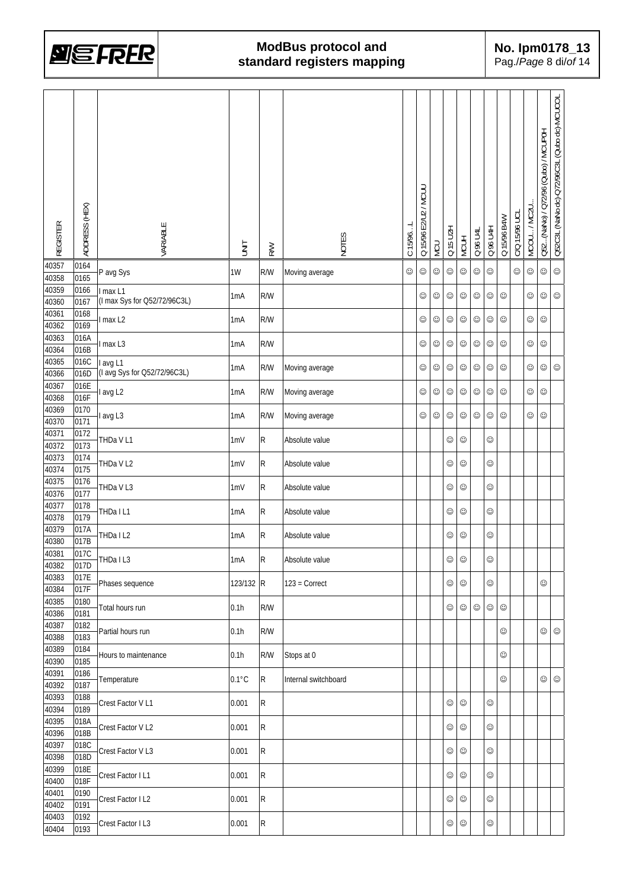| REGISTER | ADDRESS (HEX) | VARIABLE | UNIT | R/W | NOTES | C 15/96...L | Q 15/96 E2/U2 / MCUU | MCU | Q 15 U2H | MCUH | Q 96 U4L | Q 96 U4H | Q 15/96 B4W | C/Q 15/96 UCL | MCCU... / MC2U... | Q52...(NaNo) / Q72/96 (Qubo) / MCUPOH | Q52C3L (NaNo dc)-Q72/96C3L (Qubo dc)-MCUCOL |
|---|---|---|---|---|---|---|---|---|---|---|---|---|---|---|---|---|---|
| 40357 | 0164 | P avg Sys | 1W | R/W | Moving average | ☺ | ☺ | ☺ | ☺ | ☺ | ☺ | ☺ | | ☺ | ☺ | ☺ | ☺ |
| 40358 | 0165 | | | | | | | | | | | | | | | | |
| 40359 | 0166 | I max L1 (I max Sys for Q52/72/96C3L) | 1mA | R/W | | | ☺ | ☺ | ☺ | ☺ | ☺ | ☺ | ☺ | | ☺ | ☺ | ☺ |
| 40360 | 0167 | | | | | | | | | | | | | | | | |
| 40361 | 0168 | I max L2 | 1mA | R/W | | | ☺ | ☺ | ☺ | ☺ | ☺ | ☺ | ☺ | | ☺ | ☺ | |
| 40362 | 0169 | | | | | | | | | | | | | | | | |
| 40363 | 016A | I max L3 | 1mA | R/W | | | ☺ | ☺ | ☺ | ☺ | ☺ | ☺ | ☺ | | ☺ | ☺ | |
| 40364 | 016B | | | | | | | | | | | | | | | | |
| 40365 | 016C | I avg L1 (I avg Sys for Q52/72/96C3L) | 1mA | R/W | Moving average | | ☺ | ☺ | ☺ | ☺ | ☺ | ☺ | ☺ | | ☺ | ☺ | ☺ |
| 40366 | 016D | | | | | | | | | | | | | | | | |
| 40367 | 016E | I avg L2 | 1mA | R/W | Moving average | | ☺ | ☺ | ☺ | ☺ | ☺ | ☺ | ☺ | | ☺ | ☺ | |
| 40368 | 016F | | | | | | | | | | | | | | | | |
| 40369 | 0170 | I avg L3 | 1mA | R/W | Moving average | | ☺ | ☺ | ☺ | ☺ | ☺ | ☺ | ☺ | | ☺ | ☺ | |
| 40370 | 0171 | | | | | | | | | | | | | | | | |
| 40371 | 0172 | THDa V L1 | 1mV | R | Absolute value | | | | ☺ | ☺ | | ☺ | | | | | |
| 40372 | 0173 | | | | | | | | | | | | | | | | |
| 40373 | 0174 | THDa V L2 | 1mV | R | Absolute value | | | | ☺ | ☺ | | ☺ | | | | | |
| 40374 | 0175 | | | | | | | | | | | | | | | | |
| 40375 | 0176 | THDa V L3 | 1mV | R | Absolute value | | | | ☺ | ☺ | | ☺ | | | | | |
| 40376 | 0177 | | | | | | | | | | | | | | | | |
| 40377 | 0178 | THDa I L1 | 1mA | R | Absolute value | | | | ☺ | ☺ | | ☺ | | | | | |
| 40378 | 0179 | | | | | | | | | | | | | | | | |
| 40379 | 017A | THDa I L2 | 1mA | R | Absolute value | | | | ☺ | ☺ | | ☺ | | | | | |
| 40380 | 017B | | | | | | | | | | | | | | | | |
| 40381 | 017C | THDa I L3 | 1mA | R | Absolute value | | | | ☺ | ☺ | | ☺ | | | | | |
| 40382 | 017D | | | | | | | | | | | | | | | | |
| 40383 | 017E | Phases sequence | 123/132 | R | 123 = Correct | | | | ☺ | ☺ | | ☺ | | | | ☺ | |
| 40384 | 017F | | | | | | | | | | | | | | | | |
| 40385 | 0180 | Total hours run | 0.1h | R/W | | | | | ☺ | ☺ | ☺ | ☺ | ☺ | | | | |
| 40386 | 0181 | | | | | | | | | | | | | | | | |
| 40387 | 0182 | Partial hours run | 0.1h | R/W | | | | | | | | | ☺ | | | ☺ | ☺ |
| 40388 | 0183 | | | | | | | | | | | | | | | | |
| 40389 | 0184 | Hours to maintenance | 0.1h | R/W | Stops at 0 | | | | | | | | ☺ | | | | |
| 40390 | 0185 | | | | | | | | | | | | | | | | |
| 40391 | 0186 | Temperature | 0.1°C | R | Internal switchboard | | | | | | | | ☺ | | | ☺ | ☺ |
| 40392 | 0187 | | | | | | | | | | | | | | | | |
| 40393 | 0188 | Crest Factor V L1 | 0.001 | R | | | | | ☺ | ☺ | | ☺ | | | | | |
| 40394 | 0189 | | | | | | | | | | | | | | | | |
| 40395 | 018A | Crest Factor V L2 | 0.001 | R | | | | | ☺ | ☺ | | ☺ | | | | | |
| 40396 | 018B | | | | | | | | | | | | | | | | |
| 40397 | 018C | Crest Factor V L3 | 0.001 | R | | | | | ☺ | ☺ | | ☺ | | | | | |
| 40398 | 018D | | | | | | | | | | | | | | | | |
| 40399 | 018E | Crest Factor I L1 | 0.001 | R | | | | | ☺ | ☺ | | ☺ | | | | | |
| 40400 | 018F | | | | | | | | | | | | | | | | |
| 40401 | 0190 | Crest Factor I L2 | 0.001 | R | | | | | ☺ | ☺ | | ☺ | | | | | |
| 40402 | 0191 | | | | | | | | | | | | | | | | |
| 40403 | 0192 | Crest Factor I L3 | 0.001 | R | | | | | ☺ | ☺ | | ☺ | | | | | |
| 40404 | 0193 | | | | | | | | | | | | | | | | |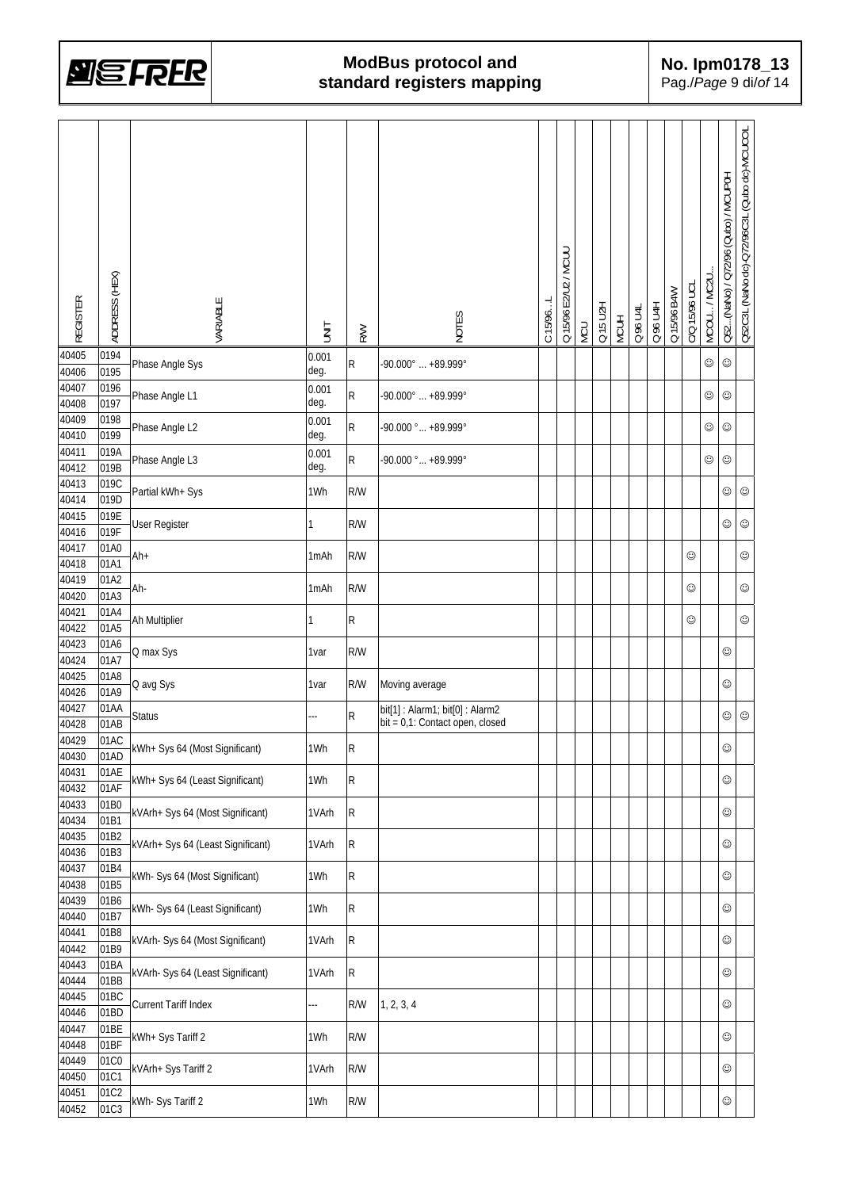| REGISTER | ADDRESS (HEX) | VARIABLE | UNIT | R/W | NOTES | C 15/96...L | Q 15/96 E2/U2 / MCUU | MCU | Q 15 U2H | MCUH | Q 96 U4L | Q 96 U4H | Q 15/96 B4W | C/Q 15/96 UCL | MCOU... / MC2U... | Q52...(NaNo) / Q72/96 (Qubo) / MCUPOH | Q52C3L (NaNo dc)-Q72/96C3L (Qubo dc)-MCUCOL |
|---|---|---|---|---|---|---|---|---|---|---|---|---|---|---|---|---|---|
| 40405 | 0194 | Phase Angle Sys | 0.001 deg. | R | -90.000° ... +89.999° | | | | | | | | | | ☺ | ☺ | |
| 40406 | 0195 | | | | | | | | | | | | | | | | |
| 40407 | 0196 | Phase Angle L1 | 0.001 deg. | R | -90.000° ... +89.999° | | | | | | | | | | ☺ | ☺ | |
| 40408 | 0197 | | | | | | | | | | | | | | | | |
| 40409 | 0198 | Phase Angle L2 | 0.001 deg. | R | -90.000 °... +89.999° | | | | | | | | | | ☺ | ☺ | |
| 40410 | 0199 | | | | | | | | | | | | | | | | |
| 40411 | 019A | Phase Angle L3 | 0.001 deg. | R | -90.000 °... +89.999° | | | | | | | | | | ☺ | ☺ | |
| 40412 | 019B | | | | | | | | | | | | | | | | |
| 40413 | 019C | Partial kWh+ Sys | 1Wh | R/W | | | | | | | | | | | | ☺ | ☺ |
| 40414 | 019D | | | | | | | | | | | | | | | | |
| 40415 | 019E | User Register | 1 | R/W | | | | | | | | | | | | ☺ | ☺ |
| 40416 | 019F | | | | | | | | | | | | | | | | |
| 40417 | 01A0 | Ah+ | 1mAh | R/W | | | | | | | | | | ☺ | | | ☺ |
| 40418 | 01A1 | | | | | | | | | | | | | | | | |
| 40419 | 01A2 | Ah- | 1mAh | R/W | | | | | | | | | | ☺ | | | ☺ |
| 40420 | 01A3 | | | | | | | | | | | | | | | | |
| 40421 | 01A4 | Ah Multiplier | 1 | R | | | | | | | | | | ☺ | | | ☺ |
| 40422 | 01A5 | | | | | | | | | | | | | | | | |
| 40423 | 01A6 | Q max Sys | 1var | R/W | | | | | | | | | | | | ☺ | |
| 40424 | 01A7 | | | | | | | | | | | | | | | | |
| 40425 | 01A8 | Q avg Sys | 1var | R/W | Moving average | | | | | | | | | | | ☺ | |
| 40426 | 01A9 | | | | | | | | | | | | | | | | |
| 40427 | 01AA | Status | --- | R | bit[1] : Alarm1; bit[0] : Alarm2 bit = 0,1: Contact open, closed | | | | | | | | | | | ☺ | ☺ |
| 40428 | 01AB | | | | | | | | | | | | | | | | |
| 40429 | 01AC | kWh+ Sys 64 (Most Significant) | 1Wh | R | | | | | | | | | | | | ☺ | |
| 40430 | 01AD | | | | | | | | | | | | | | | | |
| 40431 | 01AE | kWh+ Sys 64 (Least Significant) | 1Wh | R | | | | | | | | | | | | ☺ | |
| 40432 | 01AF | | | | | | | | | | | | | | | | |
| 40433 | 01B0 | kVArh+ Sys 64 (Most Significant) | 1VArh | R | | | | | | | | | | | | ☺ | |
| 40434 | 01B1 | | | | | | | | | | | | | | | | |
| 40435 | 01B2 | kVArh+ Sys 64 (Least Significant) | 1VArh | R | | | | | | | | | | | | ☺ | |
| 40436 | 01B3 | | | | | | | | | | | | | | | | |
| 40437 | 01B4 | kWh- Sys 64 (Most Significant) | 1Wh | R | | | | | | | | | | | | ☺ | |
| 40438 | 01B5 | | | | | | | | | | | | | | | | |
| 40439 | 01B6 | kWh- Sys 64 (Least Significant) | 1Wh | R | | | | | | | | | | | | ☺ | |
| 40440 | 01B7 | | | | | | | | | | | | | | | | |
| 40441 | 01B8 | kVArh- Sys 64 (Most Significant) | 1VArh | R | | | | | | | | | | | | ☺ | |
| 40442 | 01B9 | | | | | | | | | | | | | | | | |
| 40443 | 01BA | kVArh- Sys 64 (Least Significant) | 1VArh | R | | | | | | | | | | | | ☺ | |
| 40444 | 01BB | | | | | | | | | | | | | | | | |
| 40445 | 01BC | Current Tariff Index | --- | R/W | 1, 2, 3, 4 | | | | | | | | | | | ☺ | |
| 40446 | 01BD | | | | | | | | | | | | | | | | |
| 40447 | 01BE | kWh+ Sys Tariff 2 | 1Wh | R/W | | | | | | | | | | | | ☺ | |
| 40448 | 01BF | | | | | | | | | | | | | | | | |
| 40449 | 01C0 | kVArh+ Sys Tariff 2 | 1VArh | R/W | | | | | | | | | | | | ☺ | |
| 40450 | 01C1 | | | | | | | | | | | | | | | | |
| 40451 | 01C2 | kWh- Sys Tariff 2 | 1Wh | R/W | | | | | | | | | | | | ☺ | |
| 40452 | 01C3 | | | | | | | | | | | | | | | | |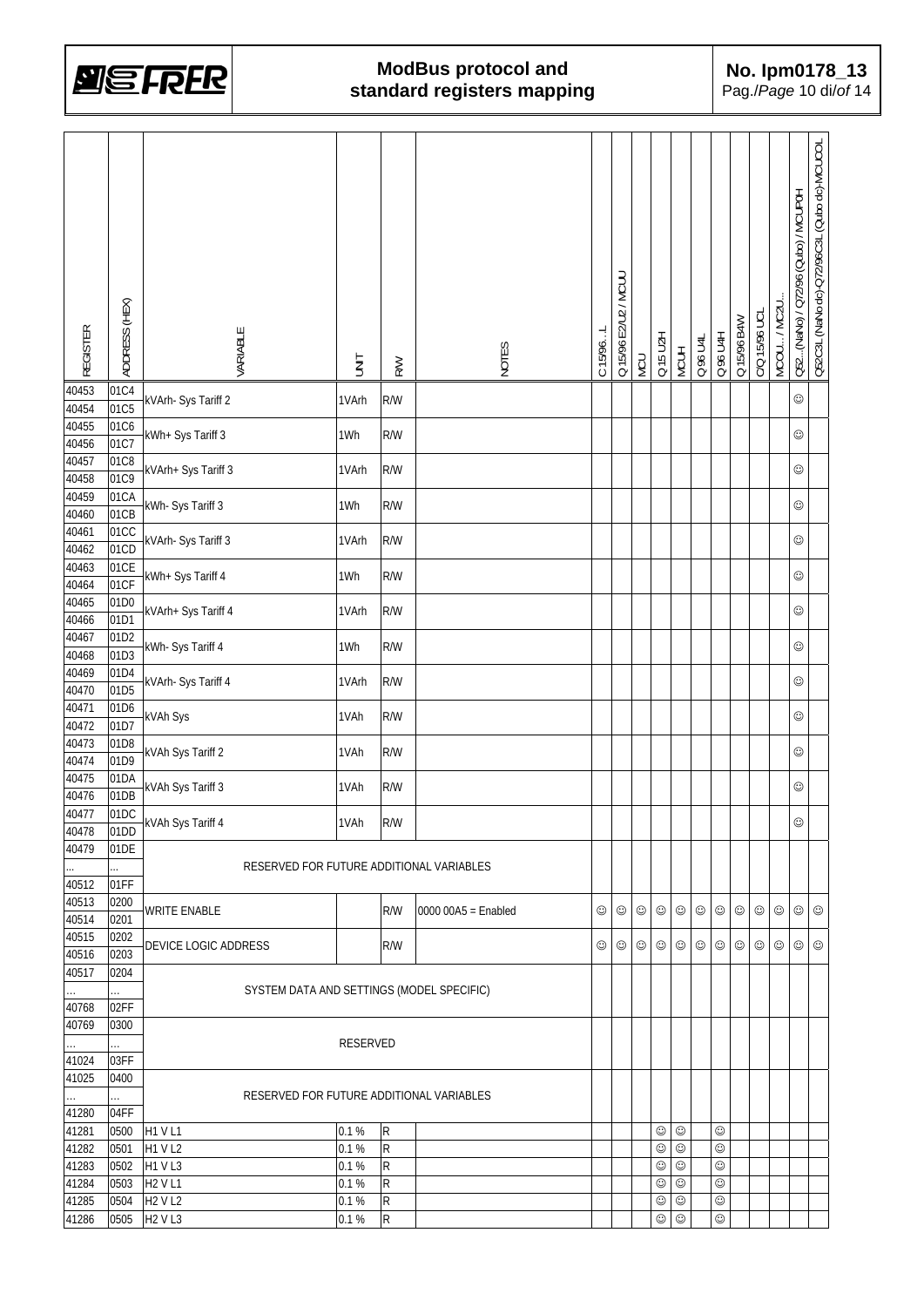| REGISTER | ADDRESS (HEX) | VARIABLE | UNIT | R/W | NOTES | C 15/96…L | Q 15/96 E2/U2 / MCUU | MCU | Q 15 U2H | MCUH | Q 96 U4L | Q 96 U4H | Q 15/96 B4W | C/Q 15/96 UCL | MCOU… / MC2U… | Q52…(NaNo) / Q72/96 (Qubo) / MCUPOH | Q52C3L (NaNo dc)-Q72/96C3L (Qubo dc)-MCUCOL |
|---|---|---|---|---|---|---|---|---|---|---|---|---|---|---|---|---|---|
| 40453 | 01C4 | kVArh- Sys Tariff 2 | 1VArh | R/W | | | | | | | | | | | | ☺ | |
| 40454 | 01C5 | | | | | | | | | | | | | | | | |
| 40455 | 01C6 | kWh+ Sys Tariff 3 | 1Wh | R/W | | | | | | | | | | | | ☺ | |
| 40456 | 01C7 | | | | | | | | | | | | | | | | |
| 40457 | 01C8 | kVArh+ Sys Tariff 3 | 1VArh | R/W | | | | | | | | | | | | ☺ | |
| 40458 | 01C9 | | | | | | | | | | | | | | | | |
| 40459 | 01CA | kWh- Sys Tariff 3 | 1Wh | R/W | | | | | | | | | | | | ☺ | |
| 40460 | 01CB | | | | | | | | | | | | | | | | |
| 40461 | 01CC | kVArh- Sys Tariff 3 | 1VArh | R/W | | | | | | | | | | | | ☺ | |
| 40462 | 01CD | | | | | | | | | | | | | | | | |
| 40463 | 01CE | kWh+ Sys Tariff 4 | 1Wh | R/W | | | | | | | | | | | | ☺ | |
| 40464 | 01CF | | | | | | | | | | | | | | | | |
| 40465 | 01D0 | kVArh+ Sys Tariff 4 | 1VArh | R/W | | | | | | | | | | | | ☺ | |
| 40466 | 01D1 | | | | | | | | | | | | | | | | |
| 40467 | 01D2 | kWh- Sys Tariff 4 | 1Wh | R/W | | | | | | | | | | | | ☺ | |
| 40468 | 01D3 | | | | | | | | | | | | | | | | |
| 40469 | 01D4 | kVArh- Sys Tariff 4 | 1VArh | R/W | | | | | | | | | | | | ☺ | |
| 40470 | 01D5 | | | | | | | | | | | | | | | | |
| 40471 | 01D6 | kVAh Sys | 1VAh | R/W | | | | | | | | | | | | ☺ | |
| 40472 | 01D7 | | | | | | | | | | | | | | | | |
| 40473 | 01D8 | kVAh Sys Tariff 2 | 1VAh | R/W | | | | | | | | | | | | ☺ | |
| 40474 | 01D9 | | | | | | | | | | | | | | | | |
| 40475 | 01DA | kVAh Sys Tariff 3 | 1VAh | R/W | | | | | | | | | | | | ☺ | |
| 40476 | 01DB | | | | | | | | | | | | | | | | |
| 40477 | 01DC | kVAh Sys Tariff 4 | 1VAh | R/W | | | | | | | | | | | | ☺ | |
| 40478 | 01DD | | | | | | | | | | | | | | | | |
| 40479 | 01DE | RESERVED FOR FUTURE ADDITIONAL VARIABLES | | | | | | | | | | | | | | | |
| … | … | | | | | | | | | | | | | | | | |
| 40512 | 01FF | | | | | | | | | | | | | | | | |
| 40513 | 0200 | WRITE ENABLE | | R/W | 0000 00A5 = Enabled | ☺ | ☺ | ☺ | ☺ | ☺ | ☺ | ☺ | ☺ | ☺ | ☺ | ☺ | ☺ |
| 40514 | 0201 | | | | | | | | | | | | | | | | |
| 40515 | 0202 | DEVICE LOGIC ADDRESS | | R/W | | ☺ | ☺ | ☺ | ☺ | ☺ | ☺ | ☺ | ☺ | ☺ | ☺ | ☺ | ☺ |
| 40516 | 0203 | | | | | | | | | | | | | | | | |
| 40517 | 0204 | SYSTEM DATA AND SETTINGS (MODEL SPECIFIC) | | | | | | | | | | | | | | | |
| … | … | | | | | | | | | | | | | | | | |
| 40768 | 02FF | | | | | | | | | | | | | | | | |
| 40769 | 0300 | RESERVED | | | | | | | | | | | | | | | |
| … | … | | | | | | | | | | | | | | | | |
| 41024 | 03FF | | | | | | | | | | | | | | | | |
| 41025 | 0400 | RESERVED FOR FUTURE ADDITIONAL VARIABLES | | | | | | | | | | | | | | | |
| … | … | | | | | | | | | | | | | | | | |
| 41280 | 04FF | | | | | | | | | | | | | | | | |
| 41281 | 0500 | H1 V L1 | 0.1 % | R | | | | | ☺ | ☺ | | ☺ | | | | | |
| 41282 | 0501 | H1 V L2 | 0.1 % | R | | | | | ☺ | ☺ | | ☺ | | | | | |
| 41283 | 0502 | H1 V L3 | 0.1 % | R | | | | | ☺ | ☺ | | ☺ | | | | | |
| 41284 | 0503 | H2 V L1 | 0.1 % | R | | | | | ☺ | ☺ | | ☺ | | | | | |
| 41285 | 0504 | H2 V L2 | 0.1 % | R | | | | | ☺ | ☺ | | ☺ | | | | | |
| 41286 | 0505 | H2 V L3 | 0.1 % | R | | | | | ☺ | ☺ | | ☺ | | | | | |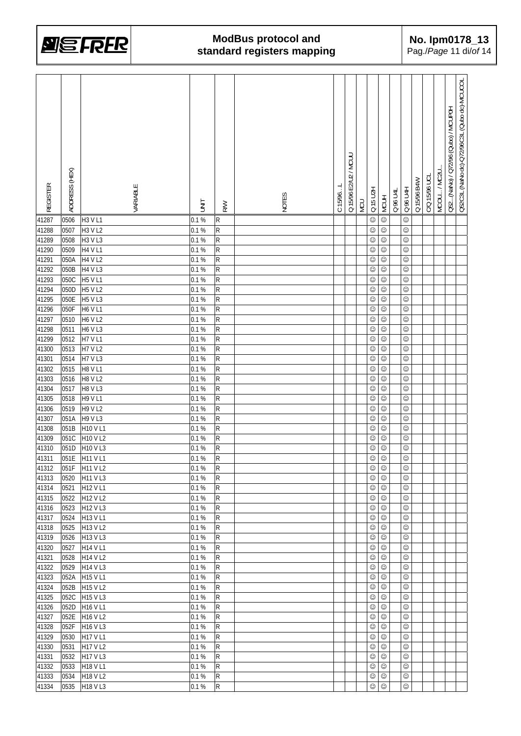| REGISTER | ADDRESS (HEX) | VARIABLE | UNIT | R/W | NOTES | C 15/96...L | Q 15/96 E2/U2 / MCUU | MCU | Q 15 U2H | MCUH | Q 96 U4L | Q 96 U4H | Q 15/96 B4W | C/Q 15/96 UCL | MCOU... / MC2U... | Q52...(NaNo) / Q72/96 (Qubo) / MCUP0H | Q52C3L (NaNo dc)-Q72/96C3L (Qubo dc)-MCUC0L |
|---|---|---|---|---|---|---|---|---|---|---|---|---|---|---|---|---|---|
| 41287 | 0506 | H3 V L1 | 0.1 % | R | | | | | ☺ | ☺ | | ☺ | | | | | |
| 41288 | 0507 | H3 V L2 | 0.1 % | R | | | | | ☺ | ☺ | | ☺ | | | | | |
| 41289 | 0508 | H3 V L3 | 0.1 % | R | | | | | ☺ | ☺ | | ☺ | | | | | |
| 41290 | 0509 | H4 V L1 | 0.1 % | R | | | | | ☺ | ☺ | | ☺ | | | | | |
| 41291 | 050A | H4 V L2 | 0.1 % | R | | | | | ☺ | ☺ | | ☺ | | | | | |
| 41292 | 050B | H4 V L3 | 0.1 % | R | | | | | ☺ | ☺ | | ☺ | | | | | |
| 41293 | 050C | H5 V L1 | 0.1 % | R | | | | | ☺ | ☺ | | ☺ | | | | | |
| 41294 | 050D | H5 V L2 | 0.1 % | R | | | | | ☺ | ☺ | | ☺ | | | | | |
| 41295 | 050E | H5 V L3 | 0.1 % | R | | | | | ☺ | ☺ | | ☺ | | | | | |
| 41296 | 050F | H6 V L1 | 0.1 % | R | | | | | ☺ | ☺ | | ☺ | | | | | |
| 41297 | 0510 | H6 V L2 | 0.1 % | R | | | | | ☺ | ☺ | | ☺ | | | | | |
| 41298 | 0511 | H6 V L3 | 0.1 % | R | | | | | ☺ | ☺ | | ☺ | | | | | |
| 41299 | 0512 | H7 V L1 | 0.1 % | R | | | | | ☺ | ☺ | | ☺ | | | | | |
| 41300 | 0513 | H7 V L2 | 0.1 % | R | | | | | ☺ | ☺ | | ☺ | | | | | |
| 41301 | 0514 | H7 V L3 | 0.1 % | R | | | | | ☺ | ☺ | | ☺ | | | | | |
| 41302 | 0515 | H8 V L1 | 0.1 % | R | | | | | ☺ | ☺ | | ☺ | | | | | |
| 41303 | 0516 | H8 V L2 | 0.1 % | R | | | | | ☺ | ☺ | | ☺ | | | | | |
| 41304 | 0517 | H8 V L3 | 0.1 % | R | | | | | ☺ | ☺ | | ☺ | | | | | |
| 41305 | 0518 | H9 V L1 | 0.1 % | R | | | | | ☺ | ☺ | | ☺ | | | | | |
| 41306 | 0519 | H9 V L2 | 0.1 % | R | | | | | ☺ | ☺ | | ☺ | | | | | |
| 41307 | 051A | H9 V L3 | 0.1 % | R | | | | | ☺ | ☺ | | ☺ | | | | | |
| 41308 | 051B | H10 V L1 | 0.1 % | R | | | | | ☺ | ☺ | | ☺ | | | | | |
| 41309 | 051C | H10 V L2 | 0.1 % | R | | | | | ☺ | ☺ | | ☺ | | | | | |
| 41310 | 051D | H10 V L3 | 0.1 % | R | | | | | ☺ | ☺ | | ☺ | | | | | |
| 41311 | 051E | H11 V L1 | 0.1 % | R | | | | | ☺ | ☺ | | ☺ | | | | | |
| 41312 | 051F | H11 V L2 | 0.1 % | R | | | | | ☺ | ☺ | | ☺ | | | | | |
| 41313 | 0520 | H11 V L3 | 0.1 % | R | | | | | ☺ | ☺ | | ☺ | | | | | |
| 41314 | 0521 | H12 V L1 | 0.1 % | R | | | | | ☺ | ☺ | | ☺ | | | | | |
| 41315 | 0522 | H12 V L2 | 0.1 % | R | | | | | ☺ | ☺ | | ☺ | | | | | |
| 41316 | 0523 | H12 V L3 | 0.1 % | R | | | | | ☺ | ☺ | | ☺ | | | | | |
| 41317 | 0524 | H13 V L1 | 0.1 % | R | | | | | ☺ | ☺ | | ☺ | | | | | |
| 41318 | 0525 | H13 V L2 | 0.1 % | R | | | | | ☺ | ☺ | | ☺ | | | | | |
| 41319 | 0526 | H13 V L3 | 0.1 % | R | | | | | ☺ | ☺ | | ☺ | | | | | |
| 41320 | 0527 | H14 V L1 | 0.1 % | R | | | | | ☺ | ☺ | | ☺ | | | | | |
| 41321 | 0528 | H14 V L2 | 0.1 % | R | | | | | ☺ | ☺ | | ☺ | | | | | |
| 41322 | 0529 | H14 V L3 | 0.1 % | R | | | | | ☺ | ☺ | | ☺ | | | | | |
| 41323 | 052A | H15 V L1 | 0.1 % | R | | | | | ☺ | ☺ | | ☺ | | | | | |
| 41324 | 052B | H15 V L2 | 0.1 % | R | | | | | ☺ | ☺ | | ☺ | | | | | |
| 41325 | 052C | H15 V L3 | 0.1 % | R | | | | | ☺ | ☺ | | ☺ | | | | | |
| 41326 | 052D | H16 V L1 | 0.1 % | R | | | | | ☺ | ☺ | | ☺ | | | | | |
| 41327 | 052E | H16 V L2 | 0.1 % | R | | | | | ☺ | ☺ | | ☺ | | | | | |
| 41328 | 052F | H16 V L3 | 0.1 % | R | | | | | ☺ | ☺ | | ☺ | | | | | |
| 41329 | 0530 | H17 V L1 | 0.1 % | R | | | | | ☺ | ☺ | | ☺ | | | | | |
| 41330 | 0531 | H17 V L2 | 0.1 % | R | | | | | ☺ | ☺ | | ☺ | | | | | |
| 41331 | 0532 | H17 V L3 | 0.1 % | R | | | | | ☺ | ☺ | | ☺ | | | | | |
| 41332 | 0533 | H18 V L1 | 0.1 % | R | | | | | ☺ | ☺ | | ☺ | | | | | |
| 41333 | 0534 | H18 V L2 | 0.1 % | R | | | | | ☺ | ☺ | | ☺ | | | | | |
| 41334 | 0535 | H18 V L3 | 0.1 % | R | | | | | ☺ | ☺ | | ☺ | | | | | |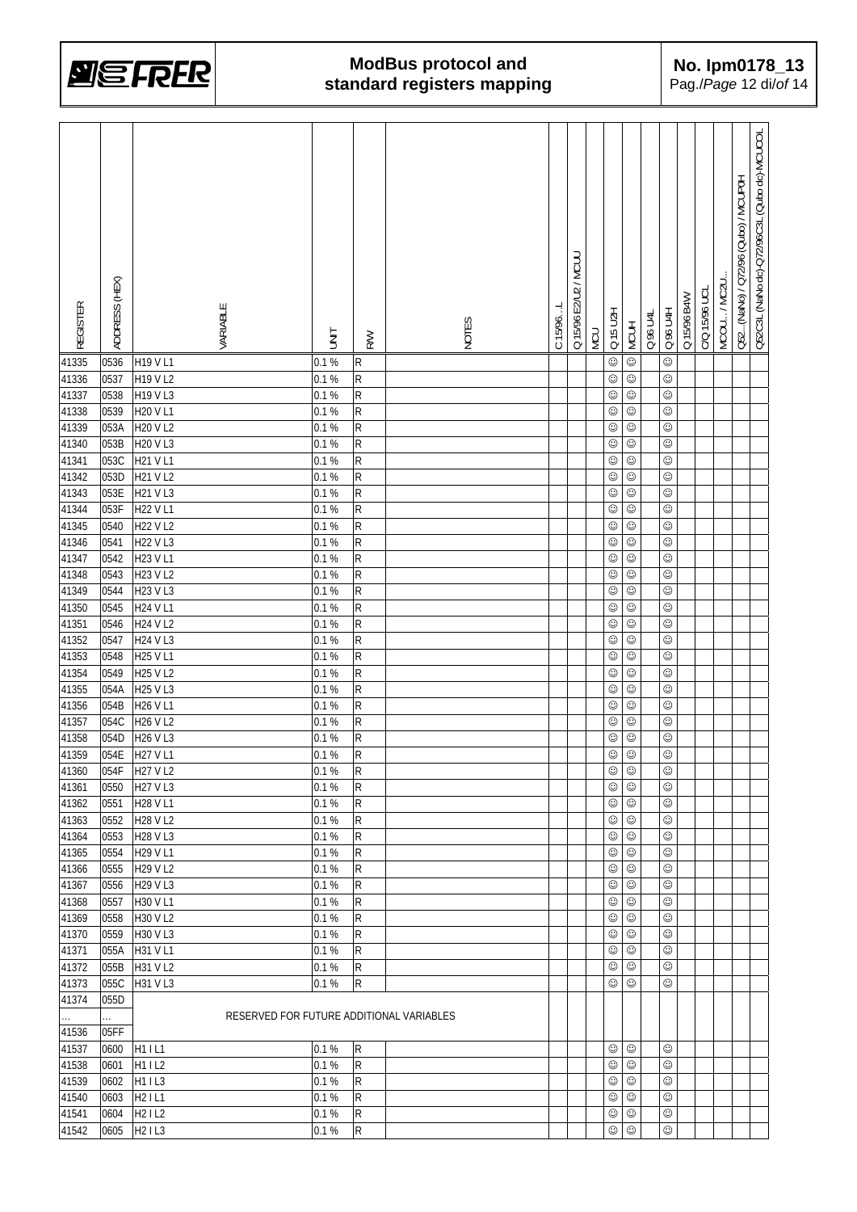| REGISTER | ADDRESS (HEX) | VARIABLE | UNIT | R/W | NOTES | C 15/96…L | Q 15/96 E2/U2 / MCUU | MCU | Q 15 U2H | MCUH | Q 96 U4L | Q 96 U4H | Q 15/96 B4W | C/Q 15/96 UCL | MCOU… / MC2U… | Q52…(NaNo) / Q72/96 (Qubo) / MCUPOH | Q52C3L (NaNo dc)-Q72/96C3L (Qubo dc)-MCUCOL |
|---|---|---|---|---|---|---|---|---|---|---|---|---|---|---|---|---|---|
| 41335 | 0536 | H19 V L1 | 0.1 % | R | | | | | ☺ | ☺ | | ☺ | | | | | |
| 41336 | 0537 | H19 V L2 | 0.1 % | R | | | | | ☺ | ☺ | | ☺ | | | | | |
| 41337 | 0538 | H19 V L3 | 0.1 % | R | | | | | ☺ | ☺ | | ☺ | | | | | |
| 41338 | 0539 | H20 V L1 | 0.1 % | R | | | | | ☺ | ☺ | | ☺ | | | | | |
| 41339 | 053A | H20 V L2 | 0.1 % | R | | | | | ☺ | ☺ | | ☺ | | | | | |
| 41340 | 053B | H20 V L3 | 0.1 % | R | | | | | ☺ | ☺ | | ☺ | | | | | |
| 41341 | 053C | H21 V L1 | 0.1 % | R | | | | | ☺ | ☺ | | ☺ | | | | | |
| 41342 | 053D | H21 V L2 | 0.1 % | R | | | | | ☺ | ☺ | | ☺ | | | | | |
| 41343 | 053E | H21 V L3 | 0.1 % | R | | | | | ☺ | ☺ | | ☺ | | | | | |
| 41344 | 053F | H22 V L1 | 0.1 % | R | | | | | ☺ | ☺ | | ☺ | | | | | |
| 41345 | 0540 | H22 V L2 | 0.1 % | R | | | | | ☺ | ☺ | | ☺ | | | | | |
| 41346 | 0541 | H22 V L3 | 0.1 % | R | | | | | ☺ | ☺ | | ☺ | | | | | |
| 41347 | 0542 | H23 V L1 | 0.1 % | R | | | | | ☺ | ☺ | | ☺ | | | | | |
| 41348 | 0543 | H23 V L2 | 0.1 % | R | | | | | ☺ | ☺ | | ☺ | | | | | |
| 41349 | 0544 | H23 V L3 | 0.1 % | R | | | | | ☺ | ☺ | | ☺ | | | | | |
| 41350 | 0545 | H24 V L1 | 0.1 % | R | | | | | ☺ | ☺ | | ☺ | | | | | |
| 41351 | 0546 | H24 V L2 | 0.1 % | R | | | | | ☺ | ☺ | | ☺ | | | | | |
| 41352 | 0547 | H24 V L3 | 0.1 % | R | | | | | ☺ | ☺ | | ☺ | | | | | |
| 41353 | 0548 | H25 V L1 | 0.1 % | R | | | | | ☺ | ☺ | | ☺ | | | | | |
| 41354 | 0549 | H25 V L2 | 0.1 % | R | | | | | ☺ | ☺ | | ☺ | | | | | |
| 41355 | 054A | H25 V L3 | 0.1 % | R | | | | | ☺ | ☺ | | ☺ | | | | | |
| 41356 | 054B | H26 V L1 | 0.1 % | R | | | | | ☺ | ☺ | | ☺ | | | | | |
| 41357 | 054C | H26 V L2 | 0.1 % | R | | | | | ☺ | ☺ | | ☺ | | | | | |
| 41358 | 054D | H26 V L3 | 0.1 % | R | | | | | ☺ | ☺ | | ☺ | | | | | |
| 41359 | 054E | H27 V L1 | 0.1 % | R | | | | | ☺ | ☺ | | ☺ | | | | | |
| 41360 | 054F | H27 V L2 | 0.1 % | R | | | | | ☺ | ☺ | | ☺ | | | | | |
| 41361 | 0550 | H27 V L3 | 0.1 % | R | | | | | ☺ | ☺ | | ☺ | | | | | |
| 41362 | 0551 | H28 V L1 | 0.1 % | R | | | | | ☺ | ☺ | | ☺ | | | | | |
| 41363 | 0552 | H28 V L2 | 0.1 % | R | | | | | ☺ | ☺ | | ☺ | | | | | |
| 41364 | 0553 | H28 V L3 | 0.1 % | R | | | | | ☺ | ☺ | | ☺ | | | | | |
| 41365 | 0554 | H29 V L1 | 0.1 % | R | | | | | ☺ | ☺ | | ☺ | | | | | |
| 41366 | 0555 | H29 V L2 | 0.1 % | R | | | | | ☺ | ☺ | | ☺ | | | | | |
| 41367 | 0556 | H29 V L3 | 0.1 % | R | | | | | ☺ | ☺ | | ☺ | | | | | |
| 41368 | 0557 | H30 V L1 | 0.1 % | R | | | | | ☺ | ☺ | | ☺ | | | | | |
| 41369 | 0558 | H30 V L2 | 0.1 % | R | | | | | ☺ | ☺ | | ☺ | | | | | |
| 41370 | 0559 | H30 V L3 | 0.1 % | R | | | | | ☺ | ☺ | | ☺ | | | | | |
| 41371 | 055A | H31 V L1 | 0.1 % | R | | | | | ☺ | ☺ | | ☺ | | | | | |
| 41372 | 055B | H31 V L2 | 0.1 % | R | | | | | ☺ | ☺ | | ☺ | | | | | |
| 41373 | 055C | H31 V L3 | 0.1 % | R | | | | | ☺ | ☺ | | ☺ | | | | | |
| 41374 | 055D | | | | | | | | | | | | | | | | |
| … | … | RESERVED FOR FUTURE ADDITIONAL VARIABLES | | | | | | | | | | | | | | | |
| 41536 | 05FF | | | | | | | | | | | | | | | | |
| 41537 | 0600 | H1 I L1 | 0.1 % | R | | | | | ☺ | ☺ | | ☺ | | | | | |
| 41538 | 0601 | H1 I L2 | 0.1 % | R | | | | | ☺ | ☺ | | ☺ | | | | | |
| 41539 | 0602 | H1 I L3 | 0.1 % | R | | | | | ☺ | ☺ | | ☺ | | | | | |
| 41540 | 0603 | H2 I L1 | 0.1 % | R | | | | | ☺ | ☺ | | ☺ | | | | | |
| 41541 | 0604 | H2 I L2 | 0.1 % | R | | | | | ☺ | ☺ | | ☺ | | | | | |
| 41542 | 0605 | H2 I L3 | 0.1 % | R | | | | | ☺ | ☺ | | ☺ | | | | | |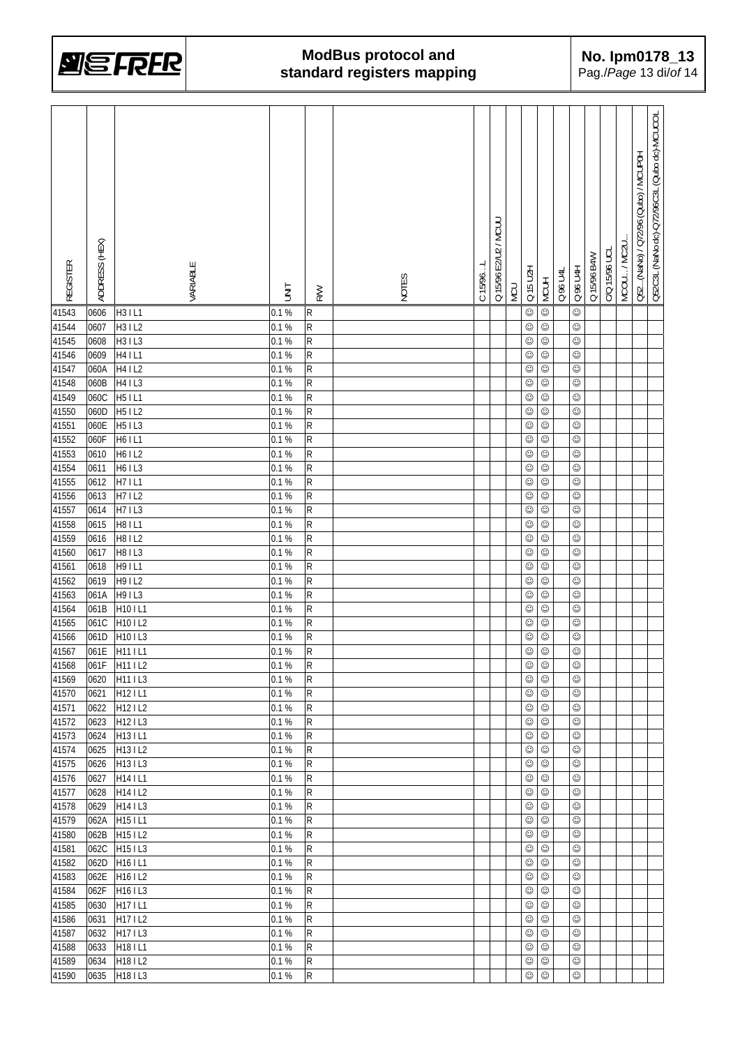| REGISTER | ADDRESS (HEX) | VARIABLE | UNIT | R/W | NOTES | C 15/96…L | Q 15/96 E2/U2 / MCUU | MCU | Q 15 U2H | MCUH | Q 96 U4L | Q 96 U4H | Q 15/96 B4W | C/Q 15/96 UCL | MCOU… / MC2U… | Q52…(NeNo) / Q72/96 (Qubo) / MCUPOH | Q52C3L (NeNo dc)-Q72/96C3L (Qubo dc)-MCUCOL |
|---|---|---|---|---|---|---|---|---|---|---|---|---|---|---|---|---|---|
| 41543 | 0606 | H3 I L1 | 0.1 % | R | | | | | ☺ | ☺ | | ☺ | | | | | |
| 41544 | 0607 | H3 I L2 | 0.1 % | R | | | | | ☺ | ☺ | | ☺ | | | | | |
| 41545 | 0608 | H3 I L3 | 0.1 % | R | | | | | ☺ | ☺ | | ☺ | | | | | |
| 41546 | 0609 | H4 I L1 | 0.1 % | R | | | | | ☺ | ☺ | | ☺ | | | | | |
| 41547 | 060A | H4 I L2 | 0.1 % | R | | | | | ☺ | ☺ | | ☺ | | | | | |
| 41548 | 060B | H4 I L3 | 0.1 % | R | | | | | ☺ | ☺ | | ☺ | | | | | |
| 41549 | 060C | H5 I L1 | 0.1 % | R | | | | | ☺ | ☺ | | ☺ | | | | | |
| 41550 | 060D | H5 I L2 | 0.1 % | R | | | | | ☺ | ☺ | | ☺ | | | | | |
| 41551 | 060E | H5 I L3 | 0.1 % | R | | | | | ☺ | ☺ | | ☺ | | | | | |
| 41552 | 060F | H6 I L1 | 0.1 % | R | | | | | ☺ | ☺ | | ☺ | | | | | |
| 41553 | 0610 | H6 I L2 | 0.1 % | R | | | | | ☺ | ☺ | | ☺ | | | | | |
| 41554 | 0611 | H6 I L3 | 0.1 % | R | | | | | ☺ | ☺ | | ☺ | | | | | |
| 41555 | 0612 | H7 I L1 | 0.1 % | R | | | | | ☺ | ☺ | | ☺ | | | | | |
| 41556 | 0613 | H7 I L2 | 0.1 % | R | | | | | ☺ | ☺ | | ☺ | | | | | |
| 41557 | 0614 | H7 I L3 | 0.1 % | R | | | | | ☺ | ☺ | | ☺ | | | | | |
| 41558 | 0615 | H8 I L1 | 0.1 % | R | | | | | ☺ | ☺ | | ☺ | | | | | |
| 41559 | 0616 | H8 I L2 | 0.1 % | R | | | | | ☺ | ☺ | | ☺ | | | | | |
| 41560 | 0617 | H8 I L3 | 0.1 % | R | | | | | ☺ | ☺ | | ☺ | | | | | |
| 41561 | 0618 | H9 I L1 | 0.1 % | R | | | | | ☺ | ☺ | | ☺ | | | | | |
| 41562 | 0619 | H9 I L2 | 0.1 % | R | | | | | ☺ | ☺ | | ☺ | | | | | |
| 41563 | 061A | H9 I L3 | 0.1 % | R | | | | | ☺ | ☺ | | ☺ | | | | | |
| 41564 | 061B | H10 I L1 | 0.1 % | R | | | | | ☺ | ☺ | | ☺ | | | | | |
| 41565 | 061C | H10 I L2 | 0.1 % | R | | | | | ☺ | ☺ | | ☺ | | | | | |
| 41566 | 061D | H10 I L3 | 0.1 % | R | | | | | ☺ | ☺ | | ☺ | | | | | |
| 41567 | 061E | H11 I L1 | 0.1 % | R | | | | | ☺ | ☺ | | ☺ | | | | | |
| 41568 | 061F | H11 I L2 | 0.1 % | R | | | | | ☺ | ☺ | | ☺ | | | | | |
| 41569 | 0620 | H11 I L3 | 0.1 % | R | | | | | ☺ | ☺ | | ☺ | | | | | |
| 41570 | 0621 | H12 I L1 | 0.1 % | R | | | | | ☺ | ☺ | | ☺ | | | | | |
| 41571 | 0622 | H12 I L2 | 0.1 % | R | | | | | ☺ | ☺ | | ☺ | | | | | |
| 41572 | 0623 | H12 I L3 | 0.1 % | R | | | | | ☺ | ☺ | | ☺ | | | | | |
| 41573 | 0624 | H13 I L1 | 0.1 % | R | | | | | ☺ | ☺ | | ☺ | | | | | |
| 41574 | 0625 | H13 I L2 | 0.1 % | R | | | | | ☺ | ☺ | | ☺ | | | | | |
| 41575 | 0626 | H13 I L3 | 0.1 % | R | | | | | ☺ | ☺ | | ☺ | | | | | |
| 41576 | 0627 | H14 I L1 | 0.1 % | R | | | | | ☺ | ☺ | | ☺ | | | | | |
| 41577 | 0628 | H14 I L2 | 0.1 % | R | | | | | ☺ | ☺ | | ☺ | | | | | |
| 41578 | 0629 | H14 I L3 | 0.1 % | R | | | | | ☺ | ☺ | | ☺ | | | | | |
| 41579 | 062A | H15 I L1 | 0.1 % | R | | | | | ☺ | ☺ | | ☺ | | | | | |
| 41580 | 062B | H15 I L2 | 0.1 % | R | | | | | ☺ | ☺ | | ☺ | | | | | |
| 41581 | 062C | H15 I L3 | 0.1 % | R | | | | | ☺ | ☺ | | ☺ | | | | | |
| 41582 | 062D | H16 I L1 | 0.1 % | R | | | | | ☺ | ☺ | | ☺ | | | | | |
| 41583 | 062E | H16 I L2 | 0.1 % | R | | | | | ☺ | ☺ | | ☺ | | | | | |
| 41584 | 062F | H16 I L3 | 0.1 % | R | | | | | ☺ | ☺ | | ☺ | | | | | |
| 41585 | 0630 | H17 I L1 | 0.1 % | R | | | | | ☺ | ☺ | | ☺ | | | | | |
| 41586 | 0631 | H17 I L2 | 0.1 % | R | | | | | ☺ | ☺ | | ☺ | | | | | |
| 41587 | 0632 | H17 I L3 | 0.1 % | R | | | | | ☺ | ☺ | | ☺ | | | | | |
| 41588 | 0633 | H18 I L1 | 0.1 % | R | | | | | ☺ | ☺ | | ☺ | | | | | |
| 41589 | 0634 | H18 I L2 | 0.1 % | R | | | | | ☺ | ☺ | | ☺ | | | | | |
| 41590 | 0635 | H18 I L3 | 0.1 % | R | | | | | ☺ | ☺ | | ☺ | | | | | |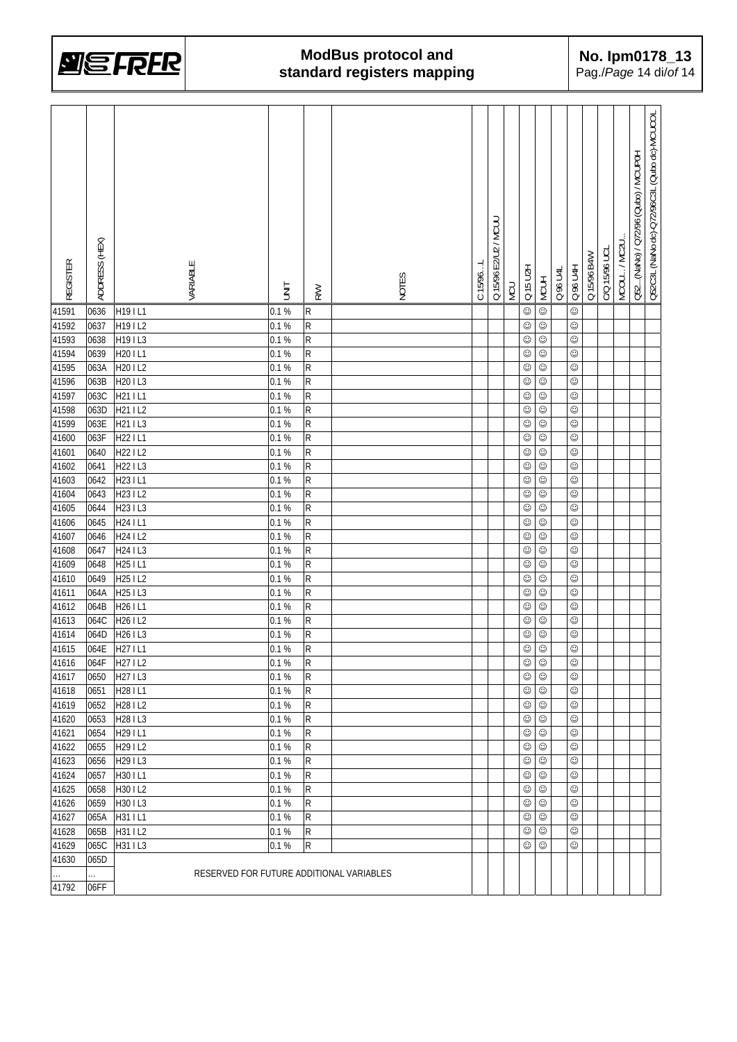| REGISTER | ADDRESS (HEX) | VARIABLE | UNIT | R/W | NOTES | C 15/96…L | Q 15/96 E2/U2 / MCUU | MCU | Q 15 U2H | MCUH | Q 96 U4L | Q 96 U4H | Q 15/96 B4W | C/Q 15/96 UCL | MCCU… / MC2U… | Q52…(NaNo) / Q72/96 (Qubo) / MCUP0H | Q52C3L (NaNo dc)-Q72/96C3L (Qubo dc)-MCUC0L |
|---|---|---|---|---|---|---|---|---|---|---|---|---|---|---|---|---|---|
| 41591 | 0636 | H19 I L1 | 0.1 % | R | | | | | ☺ | ☺ | | ☺ | | | | | |
| 41592 | 0637 | H19 I L2 | 0.1 % | R | | | | | ☺ | ☺ | | ☺ | | | | | |
| 41593 | 0638 | H19 I L3 | 0.1 % | R | | | | | ☺ | ☺ | | ☺ | | | | | |
| 41594 | 0639 | H20 I L1 | 0.1 % | R | | | | | ☺ | ☺ | | ☺ | | | | | |
| 41595 | 063A | H20 I L2 | 0.1 % | R | | | | | ☺ | ☺ | | ☺ | | | | | |
| 41596 | 063B | H20 I L3 | 0.1 % | R | | | | | ☺ | ☺ | | ☺ | | | | | |
| 41597 | 063C | H21 I L1 | 0.1 % | R | | | | | ☺ | ☺ | | ☺ | | | | | |
| 41598 | 063D | H21 I L2 | 0.1 % | R | | | | | ☺ | ☺ | | ☺ | | | | | |
| 41599 | 063E | H21 I L3 | 0.1 % | R | | | | | ☺ | ☺ | | ☺ | | | | | |
| 41600 | 063F | H22 I L1 | 0.1 % | R | | | | | ☺ | ☺ | | ☺ | | | | | |
| 41601 | 0640 | H22 I L2 | 0.1 % | R | | | | | ☺ | ☺ | | ☺ | | | | | |
| 41602 | 0641 | H22 I L3 | 0.1 % | R | | | | | ☺ | ☺ | | ☺ | | | | | |
| 41603 | 0642 | H23 I L1 | 0.1 % | R | | | | | ☺ | ☺ | | ☺ | | | | | |
| 41604 | 0643 | H23 I L2 | 0.1 % | R | | | | | ☺ | ☺ | | ☺ | | | | | |
| 41605 | 0644 | H23 I L3 | 0.1 % | R | | | | | ☺ | ☺ | | ☺ | | | | | |
| 41606 | 0645 | H24 I L1 | 0.1 % | R | | | | | ☺ | ☺ | | ☺ | | | | | |
| 41607 | 0646 | H24 I L2 | 0.1 % | R | | | | | ☺ | ☺ | | ☺ | | | | | |
| 41608 | 0647 | H24 I L3 | 0.1 % | R | | | | | ☺ | ☺ | | ☺ | | | | | |
| 41609 | 0648 | H25 I L1 | 0.1 % | R | | | | | ☺ | ☺ | | ☺ | | | | | |
| 41610 | 0649 | H25 I L2 | 0.1 % | R | | | | | ☺ | ☺ | | ☺ | | | | | |
| 41611 | 064A | H25 I L3 | 0.1 % | R | | | | | ☺ | ☺ | | ☺ | | | | | |
| 41612 | 064B | H26 I L1 | 0.1 % | R | | | | | ☺ | ☺ | | ☺ | | | | | |
| 41613 | 064C | H26 I L2 | 0.1 % | R | | | | | ☺ | ☺ | | ☺ | | | | | |
| 41614 | 064D | H26 I L3 | 0.1 % | R | | | | | ☺ | ☺ | | ☺ | | | | | |
| 41615 | 064E | H27 I L1 | 0.1 % | R | | | | | ☺ | ☺ | | ☺ | | | | | |
| 41616 | 064F | H27 I L2 | 0.1 % | R | | | | | ☺ | ☺ | | ☺ | | | | | |
| 41617 | 0650 | H27 I L3 | 0.1 % | R | | | | | ☺ | ☺ | | ☺ | | | | | |
| 41618 | 0651 | H28 I L1 | 0.1 % | R | | | | | ☺ | ☺ | | ☺ | | | | | |
| 41619 | 0652 | H28 I L2 | 0.1 % | R | | | | | ☺ | ☺ | | ☺ | | | | | |
| 41620 | 0653 | H28 I L3 | 0.1 % | R | | | | | ☺ | ☺ | | ☺ | | | | | |
| 41621 | 0654 | H29 I L1 | 0.1 % | R | | | | | ☺ | ☺ | | ☺ | | | | | |
| 41622 | 0655 | H29 I L2 | 0.1 % | R | | | | | ☺ | ☺ | | ☺ | | | | | |
| 41623 | 0656 | H29 I L3 | 0.1 % | R | | | | | ☺ | ☺ | | ☺ | | | | | |
| 41624 | 0657 | H30 I L1 | 0.1 % | R | | | | | ☺ | ☺ | | ☺ | | | | | |
| 41625 | 0658 | H30 I L2 | 0.1 % | R | | | | | ☺ | ☺ | | ☺ | | | | | |
| 41626 | 0659 | H30 I L3 | 0.1 % | R | | | | | ☺ | ☺ | | ☺ | | | | | |
| 41627 | 065A | H31 I L1 | 0.1 % | R | | | | | ☺ | ☺ | | ☺ | | | | | |
| 41628 | 065B | H31 I L2 | 0.1 % | R | | | | | ☺ | ☺ | | ☺ | | | | | |
| 41629 | 065C | H31 I L3 | 0.1 % | R | | | | | ☺ | ☺ | | ☺ | | | | | |
| 41630 | 065D | RESERVED FOR FUTURE ADDITIONAL VARIABLES | | | | | | | | | | | | | | | |
| … | … | | | | | | | | | | | | | | | | |
| 41792 | 06FF | | | | | | | | | | | | | | | | |